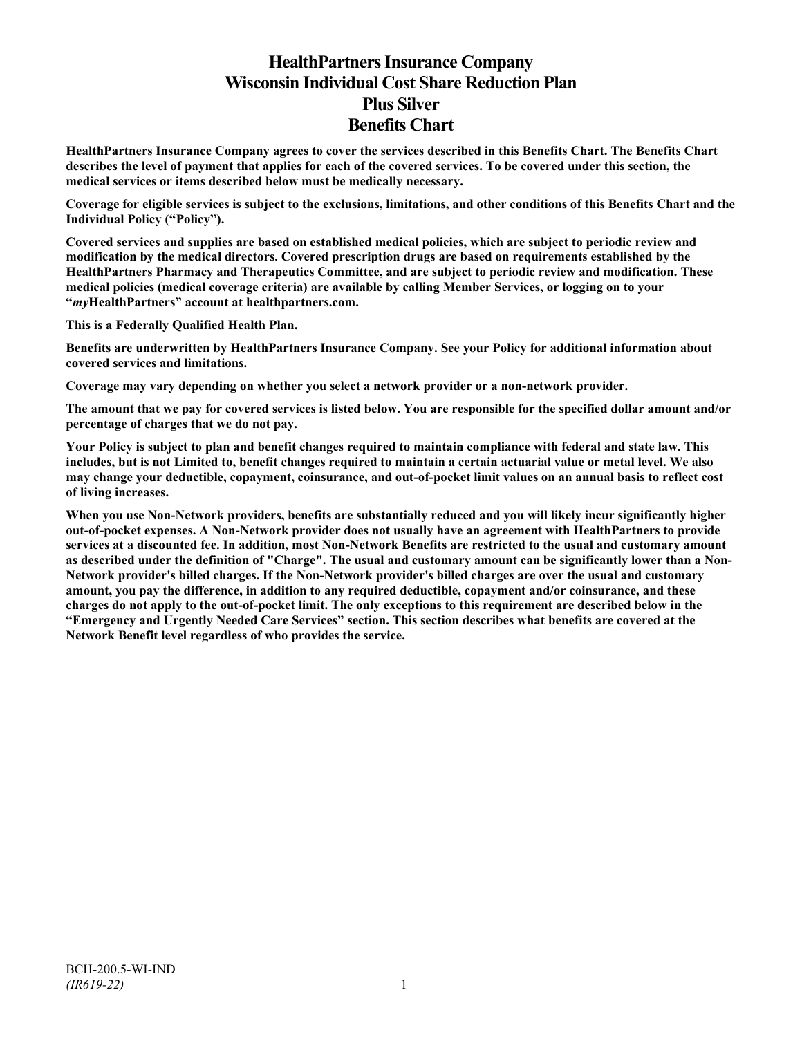# HealthPartners Insurance Company
# Wisconsin Individual Cost Share Reduction Plan
# Plus Silver
# Benefits Chart

**HealthPartners Insurance Company agrees to cover the services described in this Benefits Chart. The Benefits Chart describes the level of payment that applies for each of the covered services. To be covered under this section, the medical services or items described below must be medically necessary.**

**Coverage for eligible services is subject to the exclusions, limitations, and other conditions of this Benefits Chart and the Individual Policy ("Policy").**

**Covered services and supplies are based on established medical policies, which are subject to periodic review and modification by the medical directors. Covered prescription drugs are based on requirements established by the HealthPartners Pharmacy and Therapeutics Committee, and are subject to periodic review and modification. These medical policies (medical coverage criteria) are available by calling Member Services, or logging on to your "*my*HealthPartners" account at healthpartners.com.**

**This is a Federally Qualified Health Plan.**

**Benefits are underwritten by HealthPartners Insurance Company. See your Policy for additional information about covered services and limitations.**

**Coverage may vary depending on whether you select a network provider or a non-network provider.**

**The amount that we pay for covered services is listed below. You are responsible for the specified dollar amount and/or percentage of charges that we do not pay.**

**Your Policy is subject to plan and benefit changes required to maintain compliance with federal and state law. This includes, but is not Limited to, benefit changes required to maintain a certain actuarial value or metal level. We also may change your deductible, copayment, coinsurance, and out-of-pocket limit values on an annual basis to reflect cost of living increases.**

**When you use Non-Network providers, benefits are substantially reduced and you will likely incur significantly higher out-of-pocket expenses. A Non-Network provider does not usually have an agreement with HealthPartners to provide services at a discounted fee. In addition, most Non-Network Benefits are restricted to the usual and customary amount as described under the definition of "Charge". The usual and customary amount can be significantly lower than a Non-Network provider's billed charges. If the Non-Network provider's billed charges are over the usual and customary amount, you pay the difference, in addition to any required deductible, copayment and/or coinsurance, and these charges do not apply to the out-of-pocket limit. The only exceptions to this requirement are described below in the "Emergency and Urgently Needed Care Services" section. This section describes what benefits are covered at the Network Benefit level regardless of who provides the service.**

BCH-200.5-WI-IND
*(IR619-22)*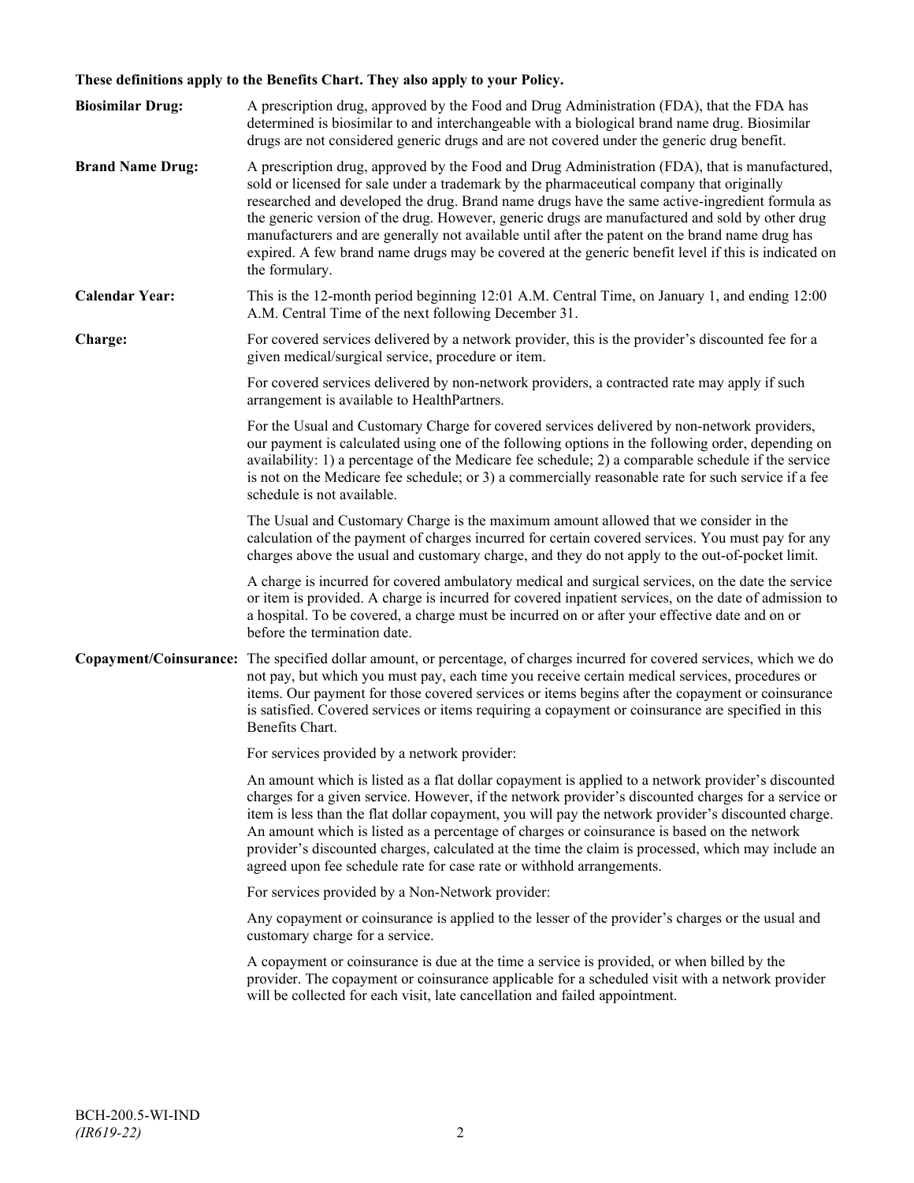**These definitions apply to the Benefits Chart. They also apply to your Policy.**

**Biosimilar Drug:** A prescription drug, approved by the Food and Drug Administration (FDA), that the FDA has determined is biosimilar to and interchangeable with a biological brand name drug. Biosimilar drugs are not considered generic drugs and are not covered under the generic drug benefit.

**Brand Name Drug:** A prescription drug, approved by the Food and Drug Administration (FDA), that is manufactured, sold or licensed for sale under a trademark by the pharmaceutical company that originally researched and developed the drug. Brand name drugs have the same active-ingredient formula as the generic version of the drug. However, generic drugs are manufactured and sold by other drug manufacturers and are generally not available until after the patent on the brand name drug has expired. A few brand name drugs may be covered at the generic benefit level if this is indicated on the formulary.

**Calendar Year:** This is the 12-month period beginning 12:01 A.M. Central Time, on January 1, and ending 12:00 A.M. Central Time of the next following December 31.

**Charge:** For covered services delivered by a network provider, this is the provider's discounted fee for a given medical/surgical service, procedure or item.

For covered services delivered by non-network providers, a contracted rate may apply if such arrangement is available to HealthPartners.

For the Usual and Customary Charge for covered services delivered by non-network providers, our payment is calculated using one of the following options in the following order, depending on availability: 1) a percentage of the Medicare fee schedule; 2) a comparable schedule if the service is not on the Medicare fee schedule; or 3) a commercially reasonable rate for such service if a fee schedule is not available.

The Usual and Customary Charge is the maximum amount allowed that we consider in the calculation of the payment of charges incurred for certain covered services. You must pay for any charges above the usual and customary charge, and they do not apply to the out-of-pocket limit.

A charge is incurred for covered ambulatory medical and surgical services, on the date the service or item is provided. A charge is incurred for covered inpatient services, on the date of admission to a hospital. To be covered, a charge must be incurred on or after your effective date and on or before the termination date.

**Copayment/Coinsurance:** The specified dollar amount, or percentage, of charges incurred for covered services, which we do not pay, but which you must pay, each time you receive certain medical services, procedures or items. Our payment for those covered services or items begins after the copayment or coinsurance is satisfied. Covered services or items requiring a copayment or coinsurance are specified in this Benefits Chart.

For services provided by a network provider:

An amount which is listed as a flat dollar copayment is applied to a network provider's discounted charges for a given service. However, if the network provider's discounted charges for a service or item is less than the flat dollar copayment, you will pay the network provider's discounted charge. An amount which is listed as a percentage of charges or coinsurance is based on the network provider's discounted charges, calculated at the time the claim is processed, which may include an agreed upon fee schedule rate for case rate or withhold arrangements.

For services provided by a Non-Network provider:

Any copayment or coinsurance is applied to the lesser of the provider's charges or the usual and customary charge for a service.

A copayment or coinsurance is due at the time a service is provided, or when billed by the provider. The copayment or coinsurance applicable for a scheduled visit with a network provider will be collected for each visit, late cancellation and failed appointment.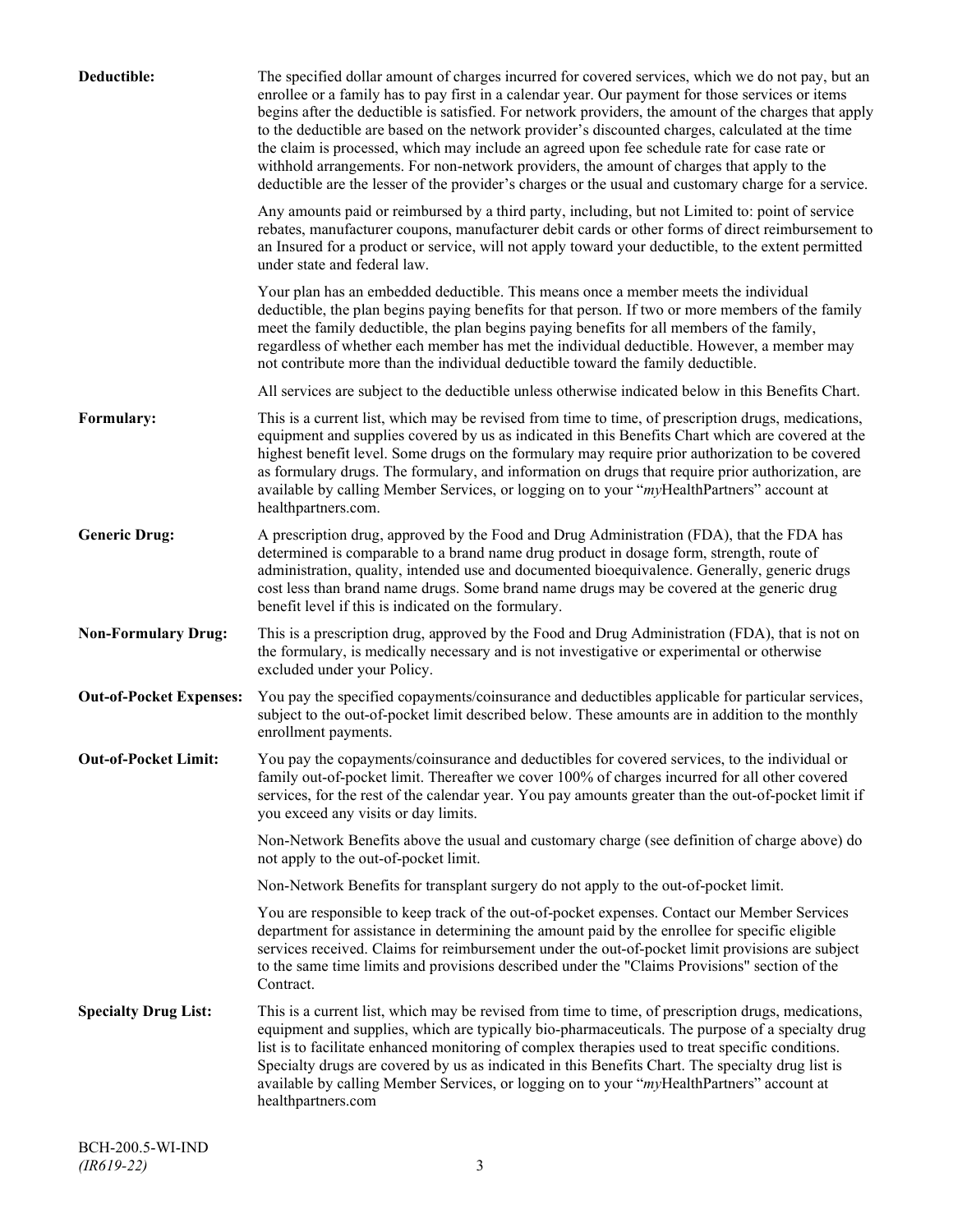**Deductible:** The specified dollar amount of charges incurred for covered services, which we do not pay, but an enrollee or a family has to pay first in a calendar year. Our payment for those services or items begins after the deductible is satisfied. For network providers, the amount of the charges that apply to the deductible are based on the network provider's discounted charges, calculated at the time the claim is processed, which may include an agreed upon fee schedule rate for case rate or withhold arrangements. For non-network providers, the amount of charges that apply to the deductible are the lesser of the provider's charges or the usual and customary charge for a service.

Any amounts paid or reimbursed by a third party, including, but not Limited to: point of service rebates, manufacturer coupons, manufacturer debit cards or other forms of direct reimbursement to an Insured for a product or service, will not apply toward your deductible, to the extent permitted under state and federal law.

Your plan has an embedded deductible. This means once a member meets the individual deductible, the plan begins paying benefits for that person. If two or more members of the family meet the family deductible, the plan begins paying benefits for all members of the family, regardless of whether each member has met the individual deductible. However, a member may not contribute more than the individual deductible toward the family deductible.

All services are subject to the deductible unless otherwise indicated below in this Benefits Chart.

**Formulary:** This is a current list, which may be revised from time to time, of prescription drugs, medications, equipment and supplies covered by us as indicated in this Benefits Chart which are covered at the highest benefit level. Some drugs on the formulary may require prior authorization to be covered as formulary drugs. The formulary, and information on drugs that require prior authorization, are available by calling Member Services, or logging on to your "*my*HealthPartners" account at healthpartners.com.

**Generic Drug:** A prescription drug, approved by the Food and Drug Administration (FDA), that the FDA has determined is comparable to a brand name drug product in dosage form, strength, route of administration, quality, intended use and documented bioequivalence. Generally, generic drugs cost less than brand name drugs. Some brand name drugs may be covered at the generic drug benefit level if this is indicated on the formulary.

**Non-Formulary Drug:** This is a prescription drug, approved by the Food and Drug Administration (FDA), that is not on the formulary, is medically necessary and is not investigative or experimental or otherwise excluded under your Policy.

**Out-of-Pocket Expenses:** You pay the specified copayments/coinsurance and deductibles applicable for particular services, subject to the out-of-pocket limit described below. These amounts are in addition to the monthly enrollment payments.

**Out-of-Pocket Limit:** You pay the copayments/coinsurance and deductibles for covered services, to the individual or family out-of-pocket limit. Thereafter we cover 100% of charges incurred for all other covered services, for the rest of the calendar year. You pay amounts greater than the out-of-pocket limit if you exceed any visits or day limits.

Non-Network Benefits above the usual and customary charge (see definition of charge above) do not apply to the out-of-pocket limit.

Non-Network Benefits for transplant surgery do not apply to the out-of-pocket limit.

You are responsible to keep track of the out-of-pocket expenses. Contact our Member Services department for assistance in determining the amount paid by the enrollee for specific eligible services received. Claims for reimbursement under the out-of-pocket limit provisions are subject to the same time limits and provisions described under the "Claims Provisions" section of the Contract.

**Specialty Drug List:** This is a current list, which may be revised from time to time, of prescription drugs, medications, equipment and supplies, which are typically bio-pharmaceuticals. The purpose of a specialty drug list is to facilitate enhanced monitoring of complex therapies used to treat specific conditions. Specialty drugs are covered by us as indicated in this Benefits Chart. The specialty drug list is available by calling Member Services, or logging on to your "*my*HealthPartners" account at healthpartners.com

BCH-200.5-WI-IND
*(IR619-22)*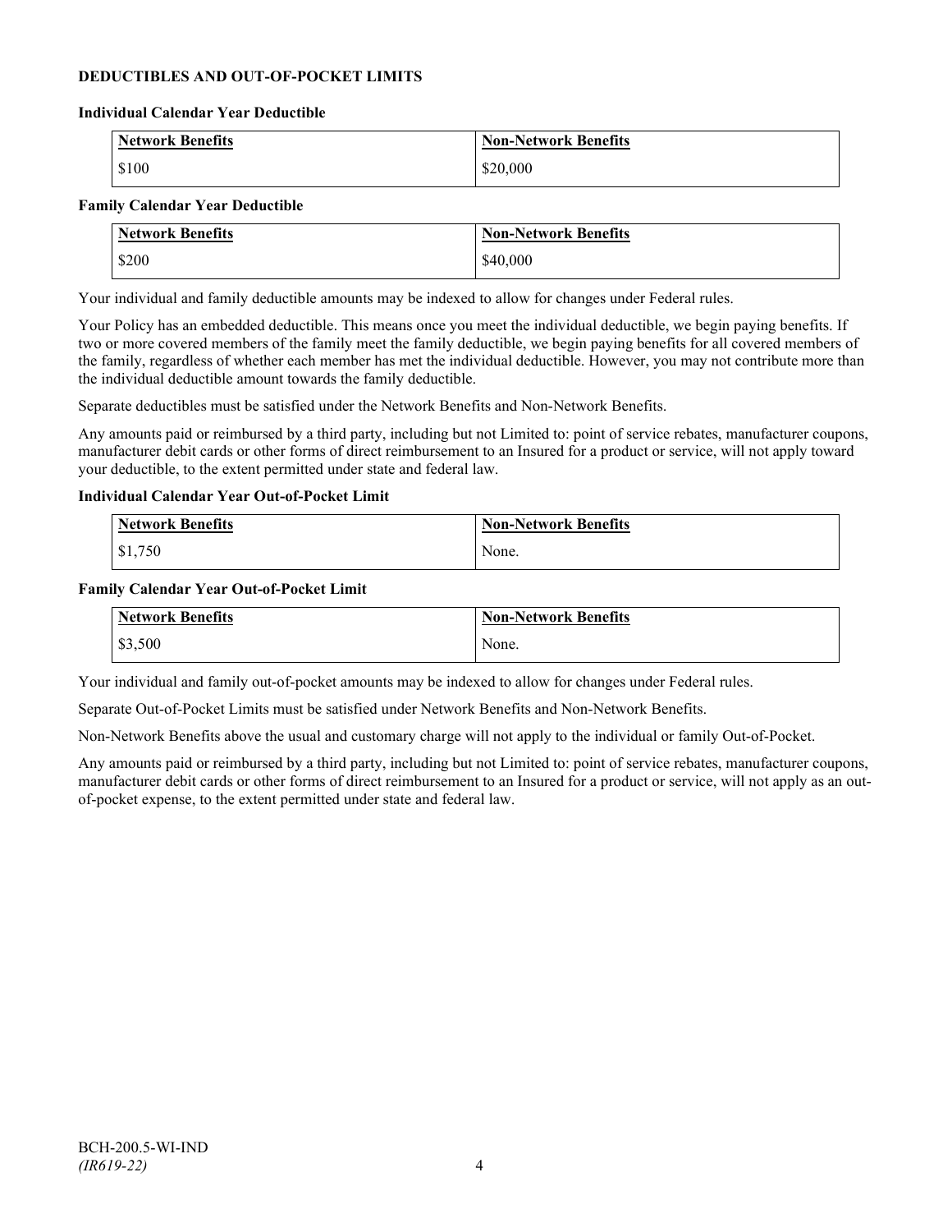## DEDUCTIBLES AND OUT-OF-POCKET LIMITS

### Individual Calendar Year Deductible

| Network Benefits | Non-Network Benefits |
| --- | --- |
| $100 | $20,000 |

### Family Calendar Year Deductible

| Network Benefits | Non-Network Benefits |
| --- | --- |
| $200 | $40,000 |

Your individual and family deductible amounts may be indexed to allow for changes under Federal rules.

Your Policy has an embedded deductible. This means once you meet the individual deductible, we begin paying benefits. If two or more covered members of the family meet the family deductible, we begin paying benefits for all covered members of the family, regardless of whether each member has met the individual deductible. However, you may not contribute more than the individual deductible amount towards the family deductible.

Separate deductibles must be satisfied under the Network Benefits and Non-Network Benefits.

Any amounts paid or reimbursed by a third party, including but not Limited to: point of service rebates, manufacturer coupons, manufacturer debit cards or other forms of direct reimbursement to an Insured for a product or service, will not apply toward your deductible, to the extent permitted under state and federal law.

### Individual Calendar Year Out-of-Pocket Limit

| Network Benefits | Non-Network Benefits |
| --- | --- |
| $1,750 | None. |

### Family Calendar Year Out-of-Pocket Limit

| Network Benefits | Non-Network Benefits |
| --- | --- |
| $3,500 | None. |

Your individual and family out-of-pocket amounts may be indexed to allow for changes under Federal rules.

Separate Out-of-Pocket Limits must be satisfied under Network Benefits and Non-Network Benefits.

Non-Network Benefits above the usual and customary charge will not apply to the individual or family Out-of-Pocket.

Any amounts paid or reimbursed by a third party, including but not Limited to: point of service rebates, manufacturer coupons, manufacturer debit cards or other forms of direct reimbursement to an Insured for a product or service, will not apply as an out-of-pocket expense, to the extent permitted under state and federal law.

BCH-200.5-WI-IND
*(IR619-22)*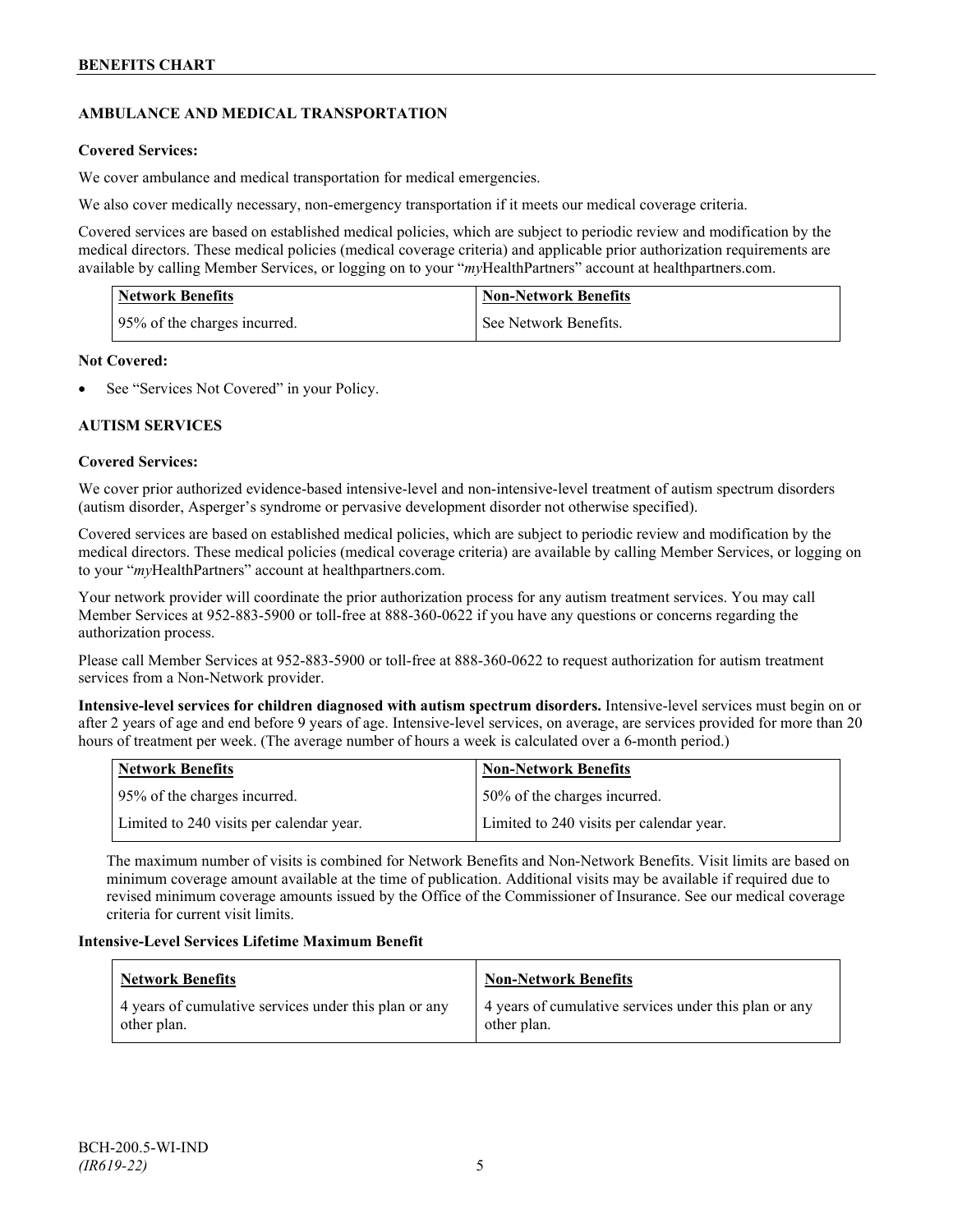## AMBULANCE AND MEDICAL TRANSPORTATION

**Covered Services:**

We cover ambulance and medical transportation for medical emergencies.

We also cover medically necessary, non-emergency transportation if it meets our medical coverage criteria.

Covered services are based on established medical policies, which are subject to periodic review and modification by the medical directors. These medical policies (medical coverage criteria) and applicable prior authorization requirements are available by calling Member Services, or logging on to your "*my*HealthPartners" account at healthpartners.com.

| Network Benefits | Non-Network Benefits |
|---|---|
| 95% of the charges incurred. | See Network Benefits. |

**Not Covered:**

- See "Services Not Covered" in your Policy.

## AUTISM SERVICES

**Covered Services:**

We cover prior authorized evidence-based intensive-level and non-intensive-level treatment of autism spectrum disorders (autism disorder, Asperger's syndrome or pervasive development disorder not otherwise specified).

Covered services are based on established medical policies, which are subject to periodic review and modification by the medical directors. These medical policies (medical coverage criteria) are available by calling Member Services, or logging on to your "*my*HealthPartners" account at healthpartners.com.

Your network provider will coordinate the prior authorization process for any autism treatment services. You may call Member Services at 952-883-5900 or toll-free at 888-360-0622 if you have any questions or concerns regarding the authorization process.

Please call Member Services at 952-883-5900 or toll-free at 888-360-0622 to request authorization for autism treatment services from a Non-Network provider.

**Intensive-level services for children diagnosed with autism spectrum disorders.** Intensive-level services must begin on or after 2 years of age and end before 9 years of age. Intensive-level services, on average, are services provided for more than 20 hours of treatment per week. (The average number of hours a week is calculated over a 6-month period.)

| Network Benefits | Non-Network Benefits |
|---|---|
| 95% of the charges incurred. | 50% of the charges incurred. |
| Limited to 240 visits per calendar year. | Limited to 240 visits per calendar year. |

The maximum number of visits is combined for Network Benefits and Non-Network Benefits. Visit limits are based on minimum coverage amount available at the time of publication. Additional visits may be available if required due to revised minimum coverage amounts issued by the Office of the Commissioner of Insurance. See our medical coverage criteria for current visit limits.

**Intensive-Level Services Lifetime Maximum Benefit**

| Network Benefits | Non-Network Benefits |
|---|---|
| 4 years of cumulative services under this plan or any other plan. | 4 years of cumulative services under this plan or any other plan. |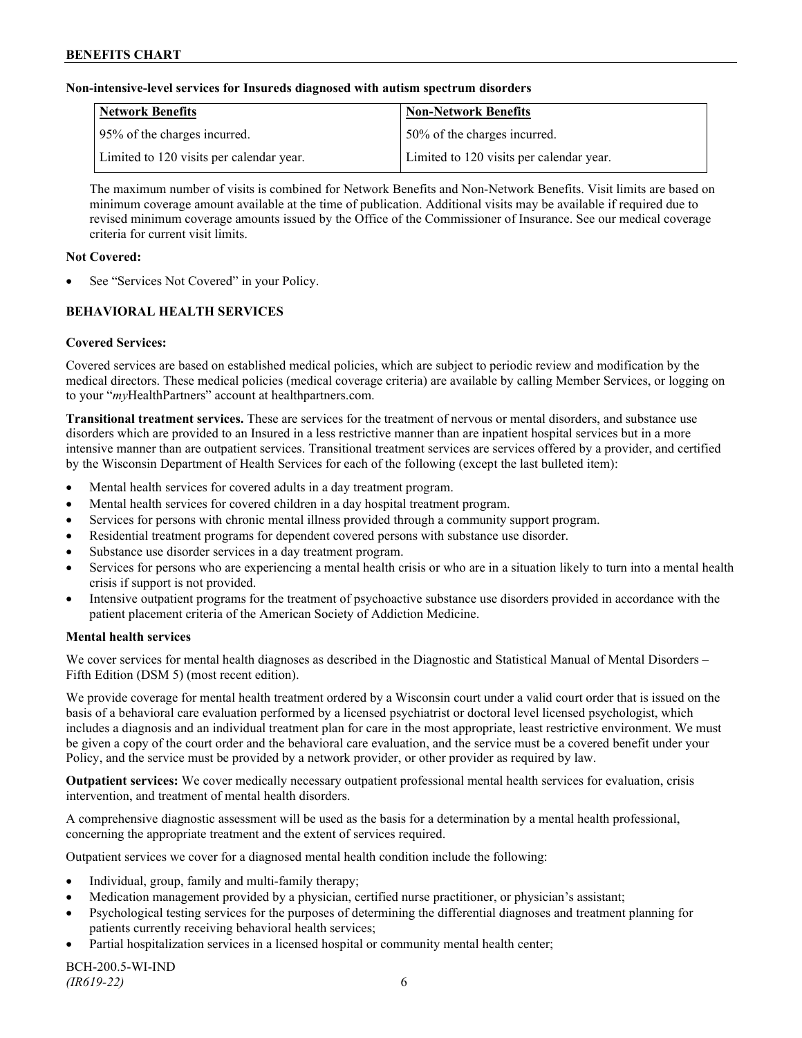**Non-intensive-level services for Insureds diagnosed with autism spectrum disorders**

| Network Benefits | Non-Network Benefits |
|---|---|
| 95% of the charges incurred. | 50% of the charges incurred. |
| Limited to 120 visits per calendar year. | Limited to 120 visits per calendar year. |

The maximum number of visits is combined for Network Benefits and Non-Network Benefits. Visit limits are based on minimum coverage amount available at the time of publication. Additional visits may be available if required due to revised minimum coverage amounts issued by the Office of the Commissioner of Insurance. See our medical coverage criteria for current visit limits.

**Not Covered:**

- See "Services Not Covered" in your Policy.

## BEHAVIORAL HEALTH SERVICES

**Covered Services:**

Covered services are based on established medical policies, which are subject to periodic review and modification by the medical directors. These medical policies (medical coverage criteria) are available by calling Member Services, or logging on to your "*my*HealthPartners" account at healthpartners.com.

**Transitional treatment services.** These are services for the treatment of nervous or mental disorders, and substance use disorders which are provided to an Insured in a less restrictive manner than are inpatient hospital services but in a more intensive manner than are outpatient services. Transitional treatment services are services offered by a provider, and certified by the Wisconsin Department of Health Services for each of the following (except the last bulleted item):

- Mental health services for covered adults in a day treatment program.
- Mental health services for covered children in a day hospital treatment program.
- Services for persons with chronic mental illness provided through a community support program.
- Residential treatment programs for dependent covered persons with substance use disorder.
- Substance use disorder services in a day treatment program.
- Services for persons who are experiencing a mental health crisis or who are in a situation likely to turn into a mental health crisis if support is not provided.
- Intensive outpatient programs for the treatment of psychoactive substance use disorders provided in accordance with the patient placement criteria of the American Society of Addiction Medicine.

**Mental health services**

We cover services for mental health diagnoses as described in the Diagnostic and Statistical Manual of Mental Disorders – Fifth Edition (DSM 5) (most recent edition).

We provide coverage for mental health treatment ordered by a Wisconsin court under a valid court order that is issued on the basis of a behavioral care evaluation performed by a licensed psychiatrist or doctoral level licensed psychologist, which includes a diagnosis and an individual treatment plan for care in the most appropriate, least restrictive environment. We must be given a copy of the court order and the behavioral care evaluation, and the service must be a covered benefit under your Policy, and the service must be provided by a network provider, or other provider as required by law.

**Outpatient services:** We cover medically necessary outpatient professional mental health services for evaluation, crisis intervention, and treatment of mental health disorders.

A comprehensive diagnostic assessment will be used as the basis for a determination by a mental health professional, concerning the appropriate treatment and the extent of services required.

Outpatient services we cover for a diagnosed mental health condition include the following:

- Individual, group, family and multi-family therapy;
- Medication management provided by a physician, certified nurse practitioner, or physician's assistant;
- Psychological testing services for the purposes of determining the differential diagnoses and treatment planning for patients currently receiving behavioral health services;
- Partial hospitalization services in a licensed hospital or community mental health center;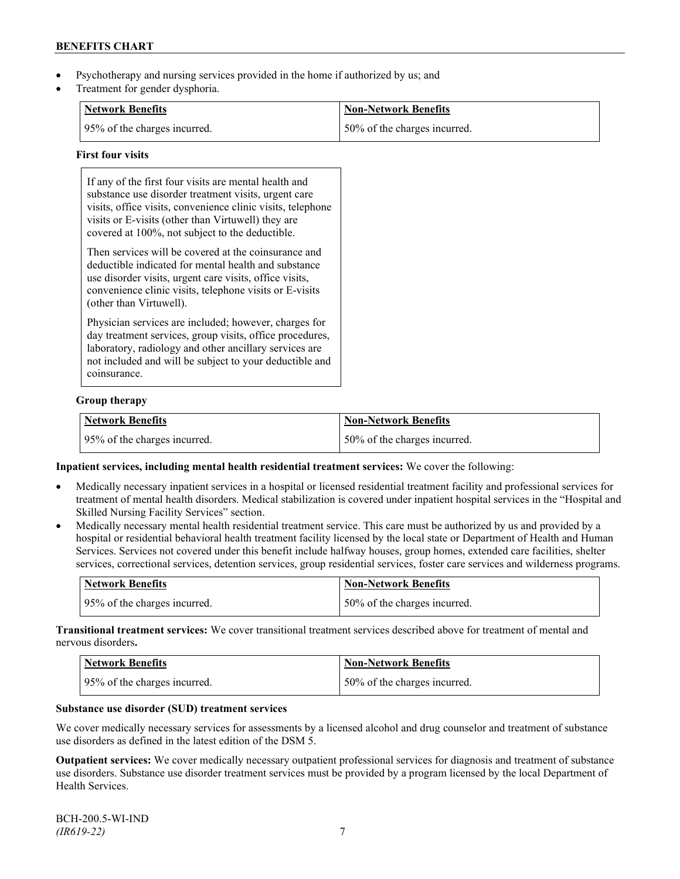- Psychotherapy and nursing services provided in the home if authorized by us; and
- Treatment for gender dysphoria.

| Network Benefits | Non-Network Benefits |
|---|---|
| 95% of the charges incurred. | 50% of the charges incurred. |

**First four visits**

If any of the first four visits are mental health and substance use disorder treatment visits, urgent care visits, office visits, convenience clinic visits, telephone visits or E-visits (other than Virtuwell) they are covered at 100%, not subject to the deductible.

Then services will be covered at the coinsurance and deductible indicated for mental health and substance use disorder visits, urgent care visits, office visits, convenience clinic visits, telephone visits or E-visits (other than Virtuwell).

Physician services are included; however, charges for day treatment services, group visits, office procedures, laboratory, radiology and other ancillary services are not included and will be subject to your deductible and coinsurance.

**Group therapy**

| Network Benefits | Non-Network Benefits |
|---|---|
| 95% of the charges incurred. | 50% of the charges incurred. |

**Inpatient services, including mental health residential treatment services:** We cover the following:

- Medically necessary inpatient services in a hospital or licensed residential treatment facility and professional services for treatment of mental health disorders. Medical stabilization is covered under inpatient hospital services in the "Hospital and Skilled Nursing Facility Services" section.
- Medically necessary mental health residential treatment service. This care must be authorized by us and provided by a hospital or residential behavioral health treatment facility licensed by the local state or Department of Health and Human Services. Services not covered under this benefit include halfway houses, group homes, extended care facilities, shelter services, correctional services, detention services, group residential services, foster care services and wilderness programs.

| Network Benefits | Non-Network Benefits |
|---|---|
| 95% of the charges incurred. | 50% of the charges incurred. |

**Transitional treatment services:** We cover transitional treatment services described above for treatment of mental and nervous disorders**.**

| Network Benefits | Non-Network Benefits |
|---|---|
| 95% of the charges incurred. | 50% of the charges incurred. |

**Substance use disorder (SUD) treatment services**

We cover medically necessary services for assessments by a licensed alcohol and drug counselor and treatment of substance use disorders as defined in the latest edition of the DSM 5.

**Outpatient services:** We cover medically necessary outpatient professional services for diagnosis and treatment of substance use disorders. Substance use disorder treatment services must be provided by a program licensed by the local Department of Health Services.

BCH-200.5-WI-IND
*(IR619-22)*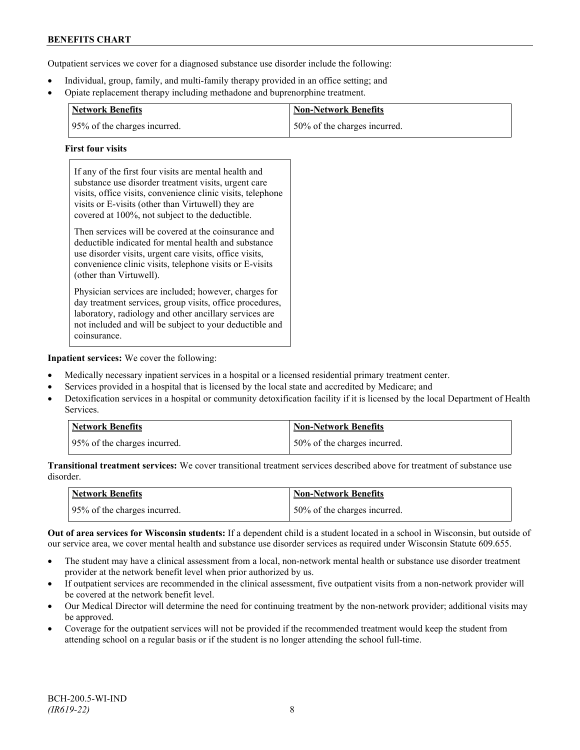Outpatient services we cover for a diagnosed substance use disorder include the following:

- Individual, group, family, and multi-family therapy provided in an office setting; and
- Opiate replacement therapy including methadone and buprenorphine treatment.

| Network Benefits | Non-Network Benefits |
|---|---|
| 95% of the charges incurred. | 50% of the charges incurred. |

**First four visits**

If any of the first four visits are mental health and substance use disorder treatment visits, urgent care visits, office visits, convenience clinic visits, telephone visits or E-visits (other than Virtuwell) they are covered at 100%, not subject to the deductible.

Then services will be covered at the coinsurance and deductible indicated for mental health and substance use disorder visits, urgent care visits, office visits, convenience clinic visits, telephone visits or E-visits (other than Virtuwell).

Physician services are included; however, charges for day treatment services, group visits, office procedures, laboratory, radiology and other ancillary services are not included and will be subject to your deductible and coinsurance.

**Inpatient services:** We cover the following:

- Medically necessary inpatient services in a hospital or a licensed residential primary treatment center.
- Services provided in a hospital that is licensed by the local state and accredited by Medicare; and
- Detoxification services in a hospital or community detoxification facility if it is licensed by the local Department of Health Services.

| Network Benefits | Non-Network Benefits |
|---|---|
| 95% of the charges incurred. | 50% of the charges incurred. |

**Transitional treatment services:** We cover transitional treatment services described above for treatment of substance use disorder.

| Network Benefits | Non-Network Benefits |
|---|---|
| 95% of the charges incurred. | 50% of the charges incurred. |

**Out of area services for Wisconsin students:** If a dependent child is a student located in a school in Wisconsin, but outside of our service area, we cover mental health and substance use disorder services as required under Wisconsin Statute 609.655.

- The student may have a clinical assessment from a local, non-network mental health or substance use disorder treatment provider at the network benefit level when prior authorized by us.
- If outpatient services are recommended in the clinical assessment, five outpatient visits from a non-network provider will be covered at the network benefit level.
- Our Medical Director will determine the need for continuing treatment by the non-network provider; additional visits may be approved.
- Coverage for the outpatient services will not be provided if the recommended treatment would keep the student from attending school on a regular basis or if the student is no longer attending the school full-time.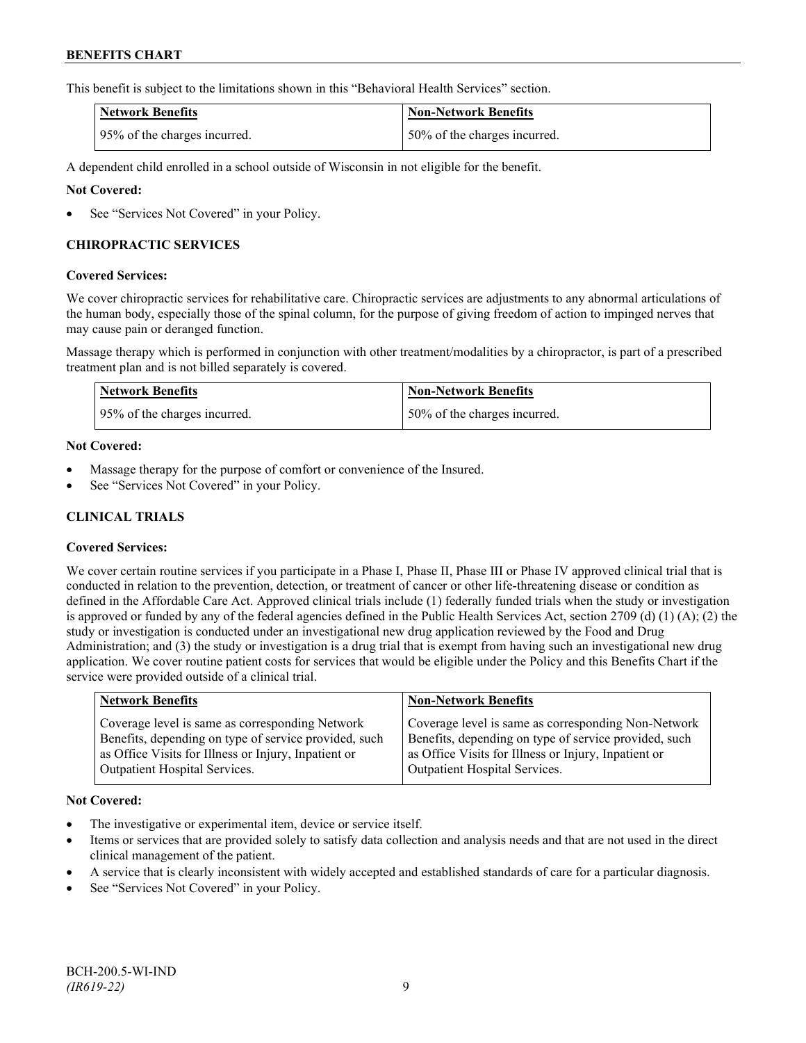This benefit is subject to the limitations shown in this "Behavioral Health Services" section.

| Network Benefits | Non-Network Benefits |
| --- | --- |
| 95% of the charges incurred. | 50% of the charges incurred. |

A dependent child enrolled in a school outside of Wisconsin in not eligible for the benefit.

**Not Covered:**

- See "Services Not Covered" in your Policy.

### CHIROPRACTIC SERVICES

**Covered Services:**

We cover chiropractic services for rehabilitative care. Chiropractic services are adjustments to any abnormal articulations of the human body, especially those of the spinal column, for the purpose of giving freedom of action to impinged nerves that may cause pain or deranged function.

Massage therapy which is performed in conjunction with other treatment/modalities by a chiropractor, is part of a prescribed treatment plan and is not billed separately is covered.

| Network Benefits | Non-Network Benefits |
| --- | --- |
| 95% of the charges incurred. | 50% of the charges incurred. |

**Not Covered:**

- Massage therapy for the purpose of comfort or convenience of the Insured.
- See "Services Not Covered" in your Policy.

### CLINICAL TRIALS

**Covered Services:**

We cover certain routine services if you participate in a Phase I, Phase II, Phase III or Phase IV approved clinical trial that is conducted in relation to the prevention, detection, or treatment of cancer or other life-threatening disease or condition as defined in the Affordable Care Act. Approved clinical trials include (1) federally funded trials when the study or investigation is approved or funded by any of the federal agencies defined in the Public Health Services Act, section 2709 (d) (1) (A); (2) the study or investigation is conducted under an investigational new drug application reviewed by the Food and Drug Administration; and (3) the study or investigation is a drug trial that is exempt from having such an investigational new drug application. We cover routine patient costs for services that would be eligible under the Policy and this Benefits Chart if the service were provided outside of a clinical trial.

| Network Benefits | Non-Network Benefits |
| --- | --- |
| Coverage level is same as corresponding Network Benefits, depending on type of service provided, such as Office Visits for Illness or Injury, Inpatient or Outpatient Hospital Services. | Coverage level is same as corresponding Non-Network Benefits, depending on type of service provided, such as Office Visits for Illness or Injury, Inpatient or Outpatient Hospital Services. |

**Not Covered:**

- The investigative or experimental item, device or service itself.
- Items or services that are provided solely to satisfy data collection and analysis needs and that are not used in the direct clinical management of the patient.
- A service that is clearly inconsistent with widely accepted and established standards of care for a particular diagnosis.
- See "Services Not Covered" in your Policy.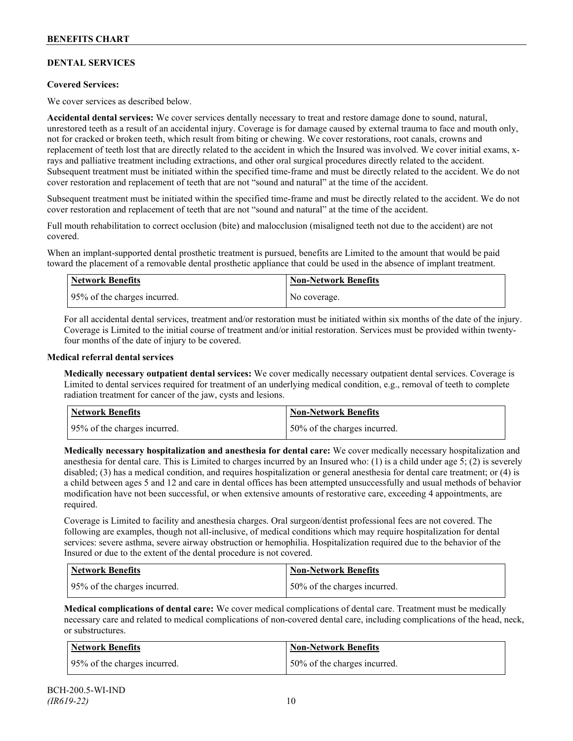## DENTAL SERVICES

**Covered Services:**

We cover services as described below.

**Accidental dental services:** We cover services dentally necessary to treat and restore damage done to sound, natural, unrestored teeth as a result of an accidental injury. Coverage is for damage caused by external trauma to face and mouth only, not for cracked or broken teeth, which result from biting or chewing. We cover restorations, root canals, crowns and replacement of teeth lost that are directly related to the accident in which the Insured was involved. We cover initial exams, x-rays and palliative treatment including extractions, and other oral surgical procedures directly related to the accident. Subsequent treatment must be initiated within the specified time-frame and must be directly related to the accident. We do not cover restoration and replacement of teeth that are not "sound and natural" at the time of the accident.

Subsequent treatment must be initiated within the specified time-frame and must be directly related to the accident. We do not cover restoration and replacement of teeth that are not "sound and natural" at the time of the accident.

Full mouth rehabilitation to correct occlusion (bite) and malocclusion (misaligned teeth not due to the accident) are not covered.

When an implant-supported dental prosthetic treatment is pursued, benefits are Limited to the amount that would be paid toward the placement of a removable dental prosthetic appliance that could be used in the absence of implant treatment.

| Network Benefits | Non-Network Benefits |
| --- | --- |
| 95% of the charges incurred. | No coverage. |

For all accidental dental services, treatment and/or restoration must be initiated within six months of the date of the injury. Coverage is Limited to the initial course of treatment and/or initial restoration. Services must be provided within twenty-four months of the date of injury to be covered.

**Medical referral dental services**

**Medically necessary outpatient dental services:** We cover medically necessary outpatient dental services. Coverage is Limited to dental services required for treatment of an underlying medical condition, e.g., removal of teeth to complete radiation treatment for cancer of the jaw, cysts and lesions.

| Network Benefits | Non-Network Benefits |
| --- | --- |
| 95% of the charges incurred. | 50% of the charges incurred. |

**Medically necessary hospitalization and anesthesia for dental care:** We cover medically necessary hospitalization and anesthesia for dental care. This is Limited to charges incurred by an Insured who: (1) is a child under age 5; (2) is severely disabled; (3) has a medical condition, and requires hospitalization or general anesthesia for dental care treatment; or (4) is a child between ages 5 and 12 and care in dental offices has been attempted unsuccessfully and usual methods of behavior modification have not been successful, or when extensive amounts of restorative care, exceeding 4 appointments, are required.

Coverage is Limited to facility and anesthesia charges. Oral surgeon/dentist professional fees are not covered. The following are examples, though not all-inclusive, of medical conditions which may require hospitalization for dental services: severe asthma, severe airway obstruction or hemophilia. Hospitalization required due to the behavior of the Insured or due to the extent of the dental procedure is not covered.

| Network Benefits | Non-Network Benefits |
| --- | --- |
| 95% of the charges incurred. | 50% of the charges incurred. |

**Medical complications of dental care:** We cover medical complications of dental care. Treatment must be medically necessary care and related to medical complications of non-covered dental care, including complications of the head, neck, or substructures.

| Network Benefits | Non-Network Benefits |
| --- | --- |
| 95% of the charges incurred. | 50% of the charges incurred. |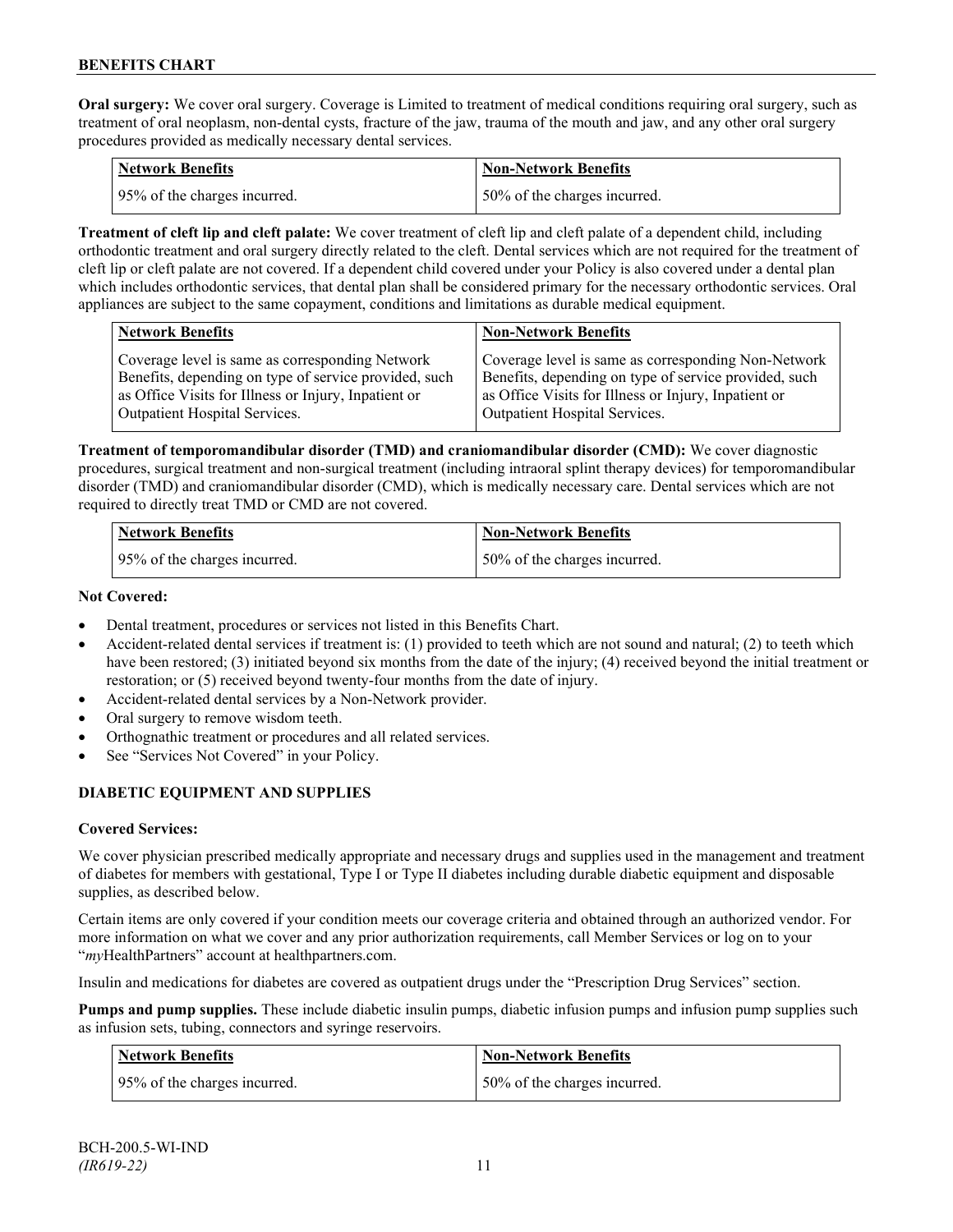**Oral surgery:** We cover oral surgery. Coverage is Limited to treatment of medical conditions requiring oral surgery, such as treatment of oral neoplasm, non-dental cysts, fracture of the jaw, trauma of the mouth and jaw, and any other oral surgery procedures provided as medically necessary dental services.

| Network Benefits | Non-Network Benefits |
|---|---|
| 95% of the charges incurred. | 50% of the charges incurred. |

**Treatment of cleft lip and cleft palate:** We cover treatment of cleft lip and cleft palate of a dependent child, including orthodontic treatment and oral surgery directly related to the cleft. Dental services which are not required for the treatment of cleft lip or cleft palate are not covered. If a dependent child covered under your Policy is also covered under a dental plan which includes orthodontic services, that dental plan shall be considered primary for the necessary orthodontic services. Oral appliances are subject to the same copayment, conditions and limitations as durable medical equipment.

| Network Benefits | Non-Network Benefits |
|---|---|
| Coverage level is same as corresponding Network Benefits, depending on type of service provided, such as Office Visits for Illness or Injury, Inpatient or Outpatient Hospital Services. | Coverage level is same as corresponding Non-Network Benefits, depending on type of service provided, such as Office Visits for Illness or Injury, Inpatient or Outpatient Hospital Services. |

**Treatment of temporomandibular disorder (TMD) and craniomandibular disorder (CMD):** We cover diagnostic procedures, surgical treatment and non-surgical treatment (including intraoral splint therapy devices) for temporomandibular disorder (TMD) and craniomandibular disorder (CMD), which is medically necessary care. Dental services which are not required to directly treat TMD or CMD are not covered.

| Network Benefits | Non-Network Benefits |
|---|---|
| 95% of the charges incurred. | 50% of the charges incurred. |

**Not Covered:**

- Dental treatment, procedures or services not listed in this Benefits Chart.
- Accident-related dental services if treatment is: (1) provided to teeth which are not sound and natural; (2) to teeth which have been restored; (3) initiated beyond six months from the date of the injury; (4) received beyond the initial treatment or restoration; or (5) received beyond twenty-four months from the date of injury.
- Accident-related dental services by a Non-Network provider.
- Oral surgery to remove wisdom teeth.
- Orthognathic treatment or procedures and all related services.
- See "Services Not Covered" in your Policy.

### DIABETIC EQUIPMENT AND SUPPLIES

**Covered Services:**

We cover physician prescribed medically appropriate and necessary drugs and supplies used in the management and treatment of diabetes for members with gestational, Type I or Type II diabetes including durable diabetic equipment and disposable supplies, as described below.

Certain items are only covered if your condition meets our coverage criteria and obtained through an authorized vendor. For more information on what we cover and any prior authorization requirements, call Member Services or log on to your "*my*HealthPartners" account at healthpartners.com.

Insulin and medications for diabetes are covered as outpatient drugs under the "Prescription Drug Services" section.

**Pumps and pump supplies.** These include diabetic insulin pumps, diabetic infusion pumps and infusion pump supplies such as infusion sets, tubing, connectors and syringe reservoirs.

| Network Benefits | Non-Network Benefits |
|---|---|
| 95% of the charges incurred. | 50% of the charges incurred. |

BCH-200.5-WI-IND
*(IR619-22)*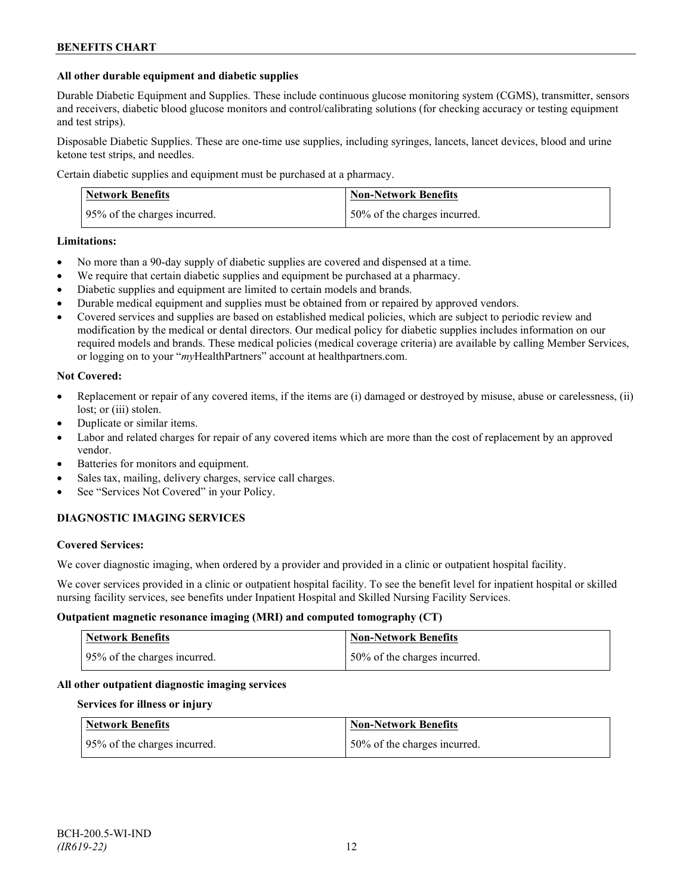**All other durable equipment and diabetic supplies**

Durable Diabetic Equipment and Supplies. These include continuous glucose monitoring system (CGMS), transmitter, sensors and receivers, diabetic blood glucose monitors and control/calibrating solutions (for checking accuracy or testing equipment and test strips).

Disposable Diabetic Supplies. These are one-time use supplies, including syringes, lancets, lancet devices, blood and urine ketone test strips, and needles.

Certain diabetic supplies and equipment must be purchased at a pharmacy.

| Network Benefits | Non-Network Benefits |
|---|---|
| 95% of the charges incurred. | 50% of the charges incurred. |

**Limitations:**

- No more than a 90-day supply of diabetic supplies are covered and dispensed at a time.
- We require that certain diabetic supplies and equipment be purchased at a pharmacy.
- Diabetic supplies and equipment are limited to certain models and brands.
- Durable medical equipment and supplies must be obtained from or repaired by approved vendors.
- Covered services and supplies are based on established medical policies, which are subject to periodic review and modification by the medical or dental directors. Our medical policy for diabetic supplies includes information on our required models and brands. These medical policies (medical coverage criteria) are available by calling Member Services, or logging on to your "*my*HealthPartners" account at healthpartners.com.

**Not Covered:**

- Replacement or repair of any covered items, if the items are (i) damaged or destroyed by misuse, abuse or carelessness, (ii) lost; or (iii) stolen.
- Duplicate or similar items.
- Labor and related charges for repair of any covered items which are more than the cost of replacement by an approved vendor.
- Batteries for monitors and equipment.
- Sales tax, mailing, delivery charges, service call charges.
- See "Services Not Covered" in your Policy.

**DIAGNOSTIC IMAGING SERVICES**

**Covered Services:**

We cover diagnostic imaging, when ordered by a provider and provided in a clinic or outpatient hospital facility.

We cover services provided in a clinic or outpatient hospital facility. To see the benefit level for inpatient hospital or skilled nursing facility services, see benefits under Inpatient Hospital and Skilled Nursing Facility Services.

**Outpatient magnetic resonance imaging (MRI) and computed tomography (CT)**

| Network Benefits | Non-Network Benefits |
|---|---|
| 95% of the charges incurred. | 50% of the charges incurred. |

**All other outpatient diagnostic imaging services**

**Services for illness or injury**

| Network Benefits | Non-Network Benefits |
|---|---|
| 95% of the charges incurred. | 50% of the charges incurred. |

BCH-200.5-WI-IND
*(IR619-22)*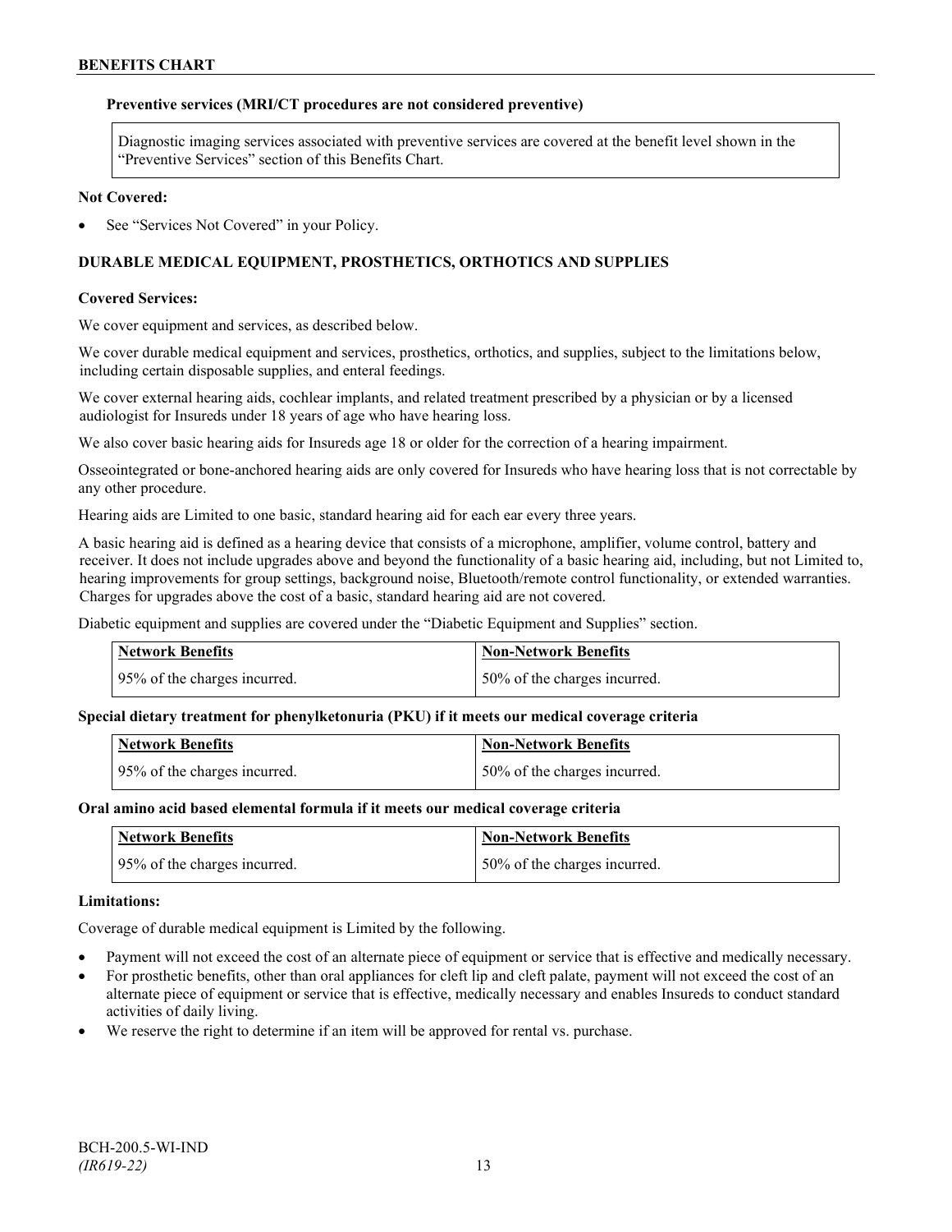**Preventive services (MRI/CT procedures are not considered preventive)**

Diagnostic imaging services associated with preventive services are covered at the benefit level shown in the "Preventive Services" section of this Benefits Chart.

**Not Covered:**

- See "Services Not Covered" in your Policy.

## DURABLE MEDICAL EQUIPMENT, PROSTHETICS, ORTHOTICS AND SUPPLIES

**Covered Services:**

We cover equipment and services, as described below.

We cover durable medical equipment and services, prosthetics, orthotics, and supplies, subject to the limitations below, including certain disposable supplies, and enteral feedings.

We cover external hearing aids, cochlear implants, and related treatment prescribed by a physician or by a licensed audiologist for Insureds under 18 years of age who have hearing loss.

We also cover basic hearing aids for Insureds age 18 or older for the correction of a hearing impairment.

Osseointegrated or bone-anchored hearing aids are only covered for Insureds who have hearing loss that is not correctable by any other procedure.

Hearing aids are Limited to one basic, standard hearing aid for each ear every three years.

A basic hearing aid is defined as a hearing device that consists of a microphone, amplifier, volume control, battery and receiver. It does not include upgrades above and beyond the functionality of a basic hearing aid, including, but not Limited to, hearing improvements for group settings, background noise, Bluetooth/remote control functionality, or extended warranties. Charges for upgrades above the cost of a basic, standard hearing aid are not covered.

Diabetic equipment and supplies are covered under the "Diabetic Equipment and Supplies" section.

| Network Benefits | Non-Network Benefits |
|---|---|
| 95% of the charges incurred. | 50% of the charges incurred. |

**Special dietary treatment for phenylketonuria (PKU) if it meets our medical coverage criteria**

| Network Benefits | Non-Network Benefits |
|---|---|
| 95% of the charges incurred. | 50% of the charges incurred. |

**Oral amino acid based elemental formula if it meets our medical coverage criteria**

| Network Benefits | Non-Network Benefits |
|---|---|
| 95% of the charges incurred. | 50% of the charges incurred. |

**Limitations:**

Coverage of durable medical equipment is Limited by the following.

- Payment will not exceed the cost of an alternate piece of equipment or service that is effective and medically necessary.
- For prosthetic benefits, other than oral appliances for cleft lip and cleft palate, payment will not exceed the cost of an alternate piece of equipment or service that is effective, medically necessary and enables Insureds to conduct standard activities of daily living.
- We reserve the right to determine if an item will be approved for rental vs. purchase.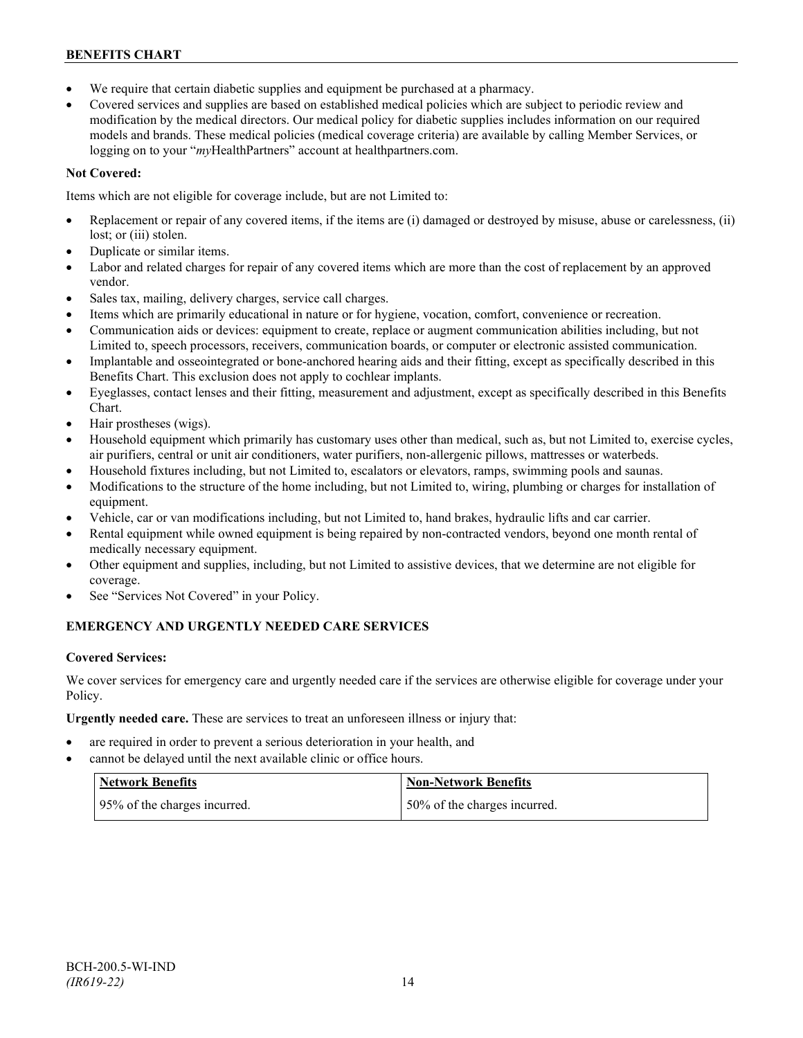- We require that certain diabetic supplies and equipment be purchased at a pharmacy.
- Covered services and supplies are based on established medical policies which are subject to periodic review and modification by the medical directors. Our medical policy for diabetic supplies includes information on our required models and brands. These medical policies (medical coverage criteria) are available by calling Member Services, or logging on to your "*my*HealthPartners" account at healthpartners.com.

**Not Covered:**

Items which are not eligible for coverage include, but are not Limited to:

- Replacement or repair of any covered items, if the items are (i) damaged or destroyed by misuse, abuse or carelessness, (ii) lost; or (iii) stolen.
- Duplicate or similar items.
- Labor and related charges for repair of any covered items which are more than the cost of replacement by an approved vendor.
- Sales tax, mailing, delivery charges, service call charges.
- Items which are primarily educational in nature or for hygiene, vocation, comfort, convenience or recreation.
- Communication aids or devices: equipment to create, replace or augment communication abilities including, but not Limited to, speech processors, receivers, communication boards, or computer or electronic assisted communication.
- Implantable and osseointegrated or bone-anchored hearing aids and their fitting, except as specifically described in this Benefits Chart. This exclusion does not apply to cochlear implants.
- Eyeglasses, contact lenses and their fitting, measurement and adjustment, except as specifically described in this Benefits Chart.
- Hair prostheses (wigs).
- Household equipment which primarily has customary uses other than medical, such as, but not Limited to, exercise cycles, air purifiers, central or unit air conditioners, water purifiers, non-allergenic pillows, mattresses or waterbeds.
- Household fixtures including, but not Limited to, escalators or elevators, ramps, swimming pools and saunas.
- Modifications to the structure of the home including, but not Limited to, wiring, plumbing or charges for installation of equipment.
- Vehicle, car or van modifications including, but not Limited to, hand brakes, hydraulic lifts and car carrier.
- Rental equipment while owned equipment is being repaired by non-contracted vendors, beyond one month rental of medically necessary equipment.
- Other equipment and supplies, including, but not Limited to assistive devices, that we determine are not eligible for coverage.
- See "Services Not Covered" in your Policy.

## EMERGENCY AND URGENTLY NEEDED CARE SERVICES

**Covered Services:**

We cover services for emergency care and urgently needed care if the services are otherwise eligible for coverage under your Policy.

**Urgently needed care.** These are services to treat an unforeseen illness or injury that:

- are required in order to prevent a serious deterioration in your health, and
- cannot be delayed until the next available clinic or office hours.

| Network Benefits | Non-Network Benefits |
|---|---|
| 95% of the charges incurred. | 50% of the charges incurred. |

BCH-200.5-WI-IND
*(IR619-22)*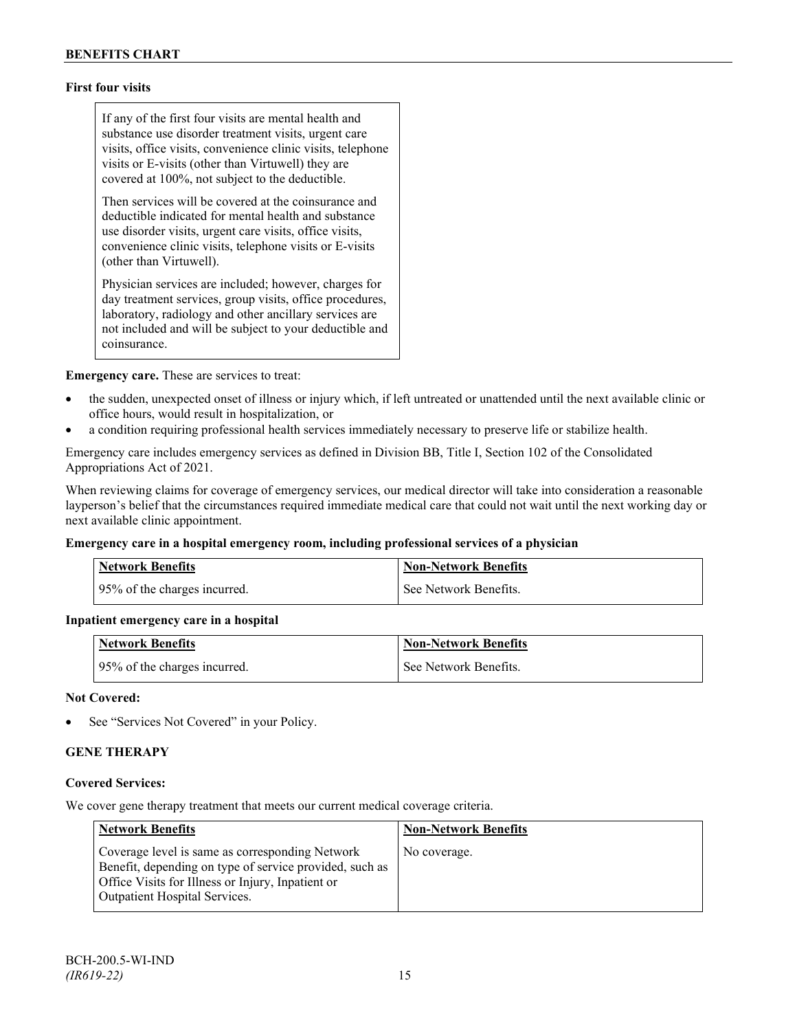**First four visits**

If any of the first four visits are mental health and substance use disorder treatment visits, urgent care visits, office visits, convenience clinic visits, telephone visits or E-visits (other than Virtuwell) they are covered at 100%, not subject to the deductible.

Then services will be covered at the coinsurance and deductible indicated for mental health and substance use disorder visits, urgent care visits, office visits, convenience clinic visits, telephone visits or E-visits (other than Virtuwell).

Physician services are included; however, charges for day treatment services, group visits, office procedures, laboratory, radiology and other ancillary services are not included and will be subject to your deductible and coinsurance.

**Emergency care.** These are services to treat:

- the sudden, unexpected onset of illness or injury which, if left untreated or unattended until the next available clinic or office hours, would result in hospitalization, or
- a condition requiring professional health services immediately necessary to preserve life or stabilize health.

Emergency care includes emergency services as defined in Division BB, Title I, Section 102 of the Consolidated Appropriations Act of 2021.

When reviewing claims for coverage of emergency services, our medical director will take into consideration a reasonable layperson's belief that the circumstances required immediate medical care that could not wait until the next working day or next available clinic appointment.

**Emergency care in a hospital emergency room, including professional services of a physician**

| Network Benefits | Non-Network Benefits |
|---|---|
| 95% of the charges incurred. | See Network Benefits. |

**Inpatient emergency care in a hospital**

| Network Benefits | Non-Network Benefits |
|---|---|
| 95% of the charges incurred. | See Network Benefits. |

**Not Covered:**

- See "Services Not Covered" in your Policy.

## GENE THERAPY

**Covered Services:**

We cover gene therapy treatment that meets our current medical coverage criteria.

| Network Benefits | Non-Network Benefits |
|---|---|
| Coverage level is same as corresponding Network Benefit, depending on type of service provided, such as Office Visits for Illness or Injury, Inpatient or Outpatient Hospital Services. | No coverage. |

BCH-200.5-WI-IND
*(IR619-22)*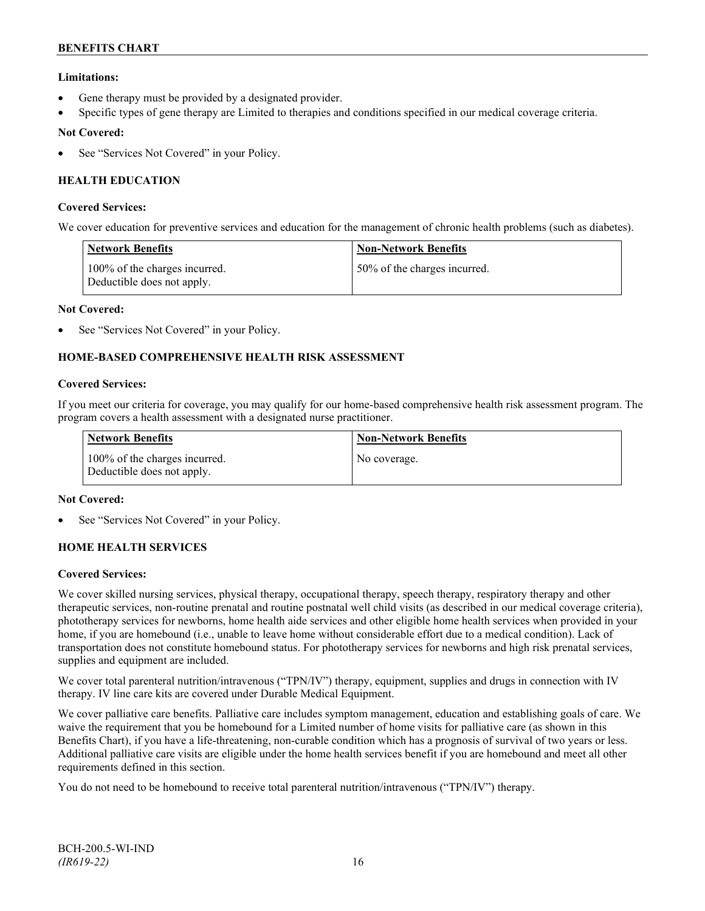**Limitations:**

- Gene therapy must be provided by a designated provider.
- Specific types of gene therapy are Limited to therapies and conditions specified in our medical coverage criteria.

**Not Covered:**

- See "Services Not Covered" in your Policy.

**HEALTH EDUCATION**

**Covered Services:**

We cover education for preventive services and education for the management of chronic health problems (such as diabetes).

| Network Benefits | Non-Network Benefits |
|---|---|
| 100% of the charges incurred. Deductible does not apply. | 50% of the charges incurred. |

**Not Covered:**

- See "Services Not Covered" in your Policy.

**HOME-BASED COMPREHENSIVE HEALTH RISK ASSESSMENT**

**Covered Services:**

If you meet our criteria for coverage, you may qualify for our home-based comprehensive health risk assessment program. The program covers a health assessment with a designated nurse practitioner.

| Network Benefits | Non-Network Benefits |
|---|---|
| 100% of the charges incurred. Deductible does not apply. | No coverage. |

**Not Covered:**

- See "Services Not Covered" in your Policy.

**HOME HEALTH SERVICES**

**Covered Services:**

We cover skilled nursing services, physical therapy, occupational therapy, speech therapy, respiratory therapy and other therapeutic services, non-routine prenatal and routine postnatal well child visits (as described in our medical coverage criteria), phototherapy services for newborns, home health aide services and other eligible home health services when provided in your home, if you are homebound (i.e., unable to leave home without considerable effort due to a medical condition). Lack of transportation does not constitute homebound status. For phototherapy services for newborns and high risk prenatal services, supplies and equipment are included.

We cover total parenteral nutrition/intravenous ("TPN/IV") therapy, equipment, supplies and drugs in connection with IV therapy. IV line care kits are covered under Durable Medical Equipment.

We cover palliative care benefits. Palliative care includes symptom management, education and establishing goals of care. We waive the requirement that you be homebound for a Limited number of home visits for palliative care (as shown in this Benefits Chart), if you have a life-threatening, non-curable condition which has a prognosis of survival of two years or less. Additional palliative care visits are eligible under the home health services benefit if you are homebound and meet all other requirements defined in this section.

You do not need to be homebound to receive total parenteral nutrition/intravenous ("TPN/IV") therapy.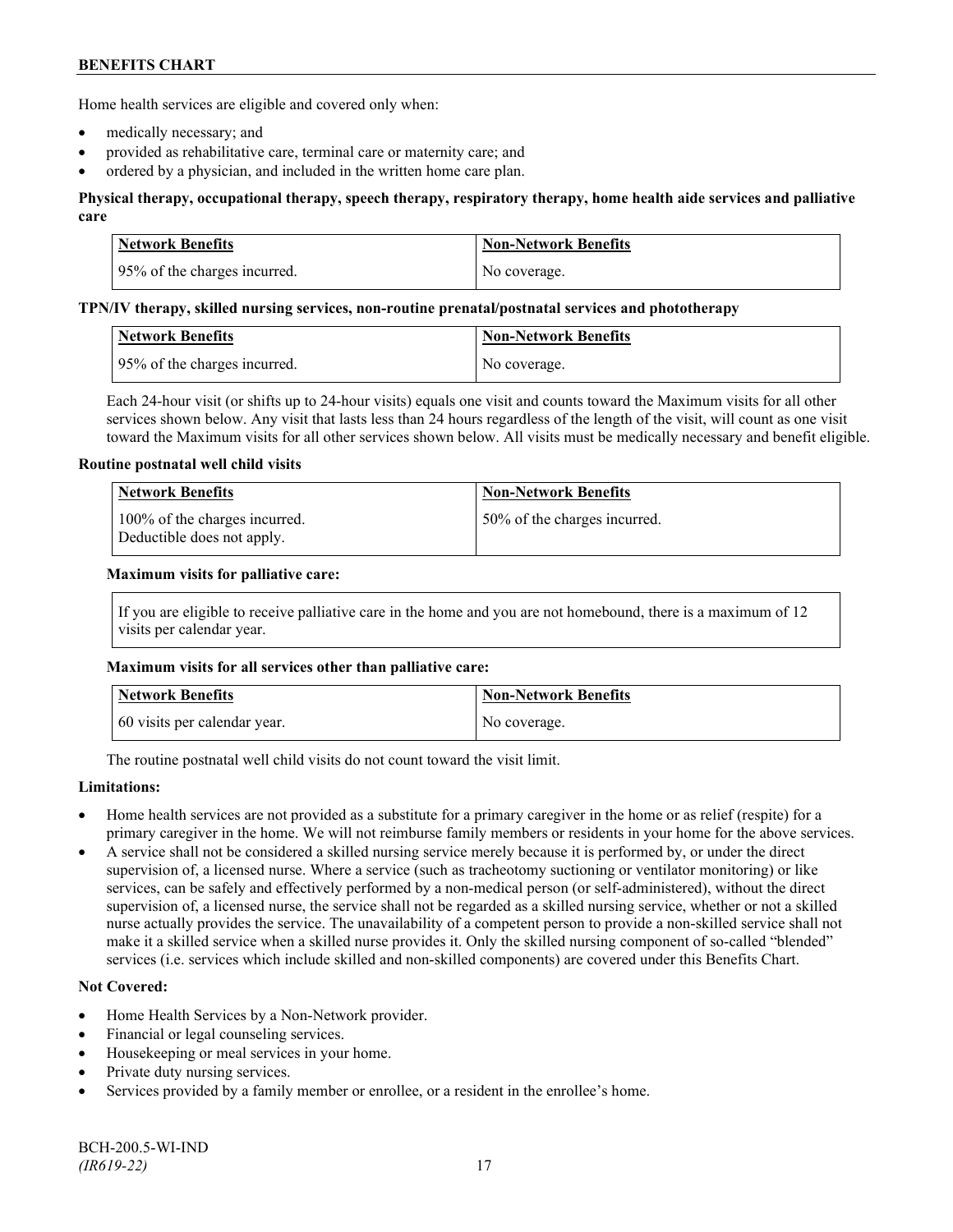Home health services are eligible and covered only when:

- medically necessary; and
- provided as rehabilitative care, terminal care or maternity care; and
- ordered by a physician, and included in the written home care plan.

**Physical therapy, occupational therapy, speech therapy, respiratory therapy, home health aide services and palliative care**

| Network Benefits | Non-Network Benefits |
| --- | --- |
| 95% of the charges incurred. | No coverage. |

**TPN/IV therapy, skilled nursing services, non-routine prenatal/postnatal services and phototherapy**

| Network Benefits | Non-Network Benefits |
| --- | --- |
| 95% of the charges incurred. | No coverage. |

Each 24-hour visit (or shifts up to 24-hour visits) equals one visit and counts toward the Maximum visits for all other services shown below. Any visit that lasts less than 24 hours regardless of the length of the visit, will count as one visit toward the Maximum visits for all other services shown below. All visits must be medically necessary and benefit eligible.

**Routine postnatal well child visits**

| Network Benefits | Non-Network Benefits |
| --- | --- |
| 100% of the charges incurred.<br>Deductible does not apply. | 50% of the charges incurred. |

**Maximum visits for palliative care:**

| If you are eligible to receive palliative care in the home and you are not homebound, there is a maximum of 12 visits per calendar year. |
| --- |

**Maximum visits for all services other than palliative care:**

| Network Benefits | Non-Network Benefits |
| --- | --- |
| 60 visits per calendar year. | No coverage. |

The routine postnatal well child visits do not count toward the visit limit.

**Limitations:**

- Home health services are not provided as a substitute for a primary caregiver in the home or as relief (respite) for a primary caregiver in the home. We will not reimburse family members or residents in your home for the above services.
- A service shall not be considered a skilled nursing service merely because it is performed by, or under the direct supervision of, a licensed nurse. Where a service (such as tracheotomy suctioning or ventilator monitoring) or like services, can be safely and effectively performed by a non-medical person (or self-administered), without the direct supervision of, a licensed nurse, the service shall not be regarded as a skilled nursing service, whether or not a skilled nurse actually provides the service. The unavailability of a competent person to provide a non-skilled service shall not make it a skilled service when a skilled nurse provides it. Only the skilled nursing component of so-called "blended" services (i.e. services which include skilled and non-skilled components) are covered under this Benefits Chart.

**Not Covered:**

- Home Health Services by a Non-Network provider.
- Financial or legal counseling services.
- Housekeeping or meal services in your home.
- Private duty nursing services.
- Services provided by a family member or enrollee, or a resident in the enrollee's home.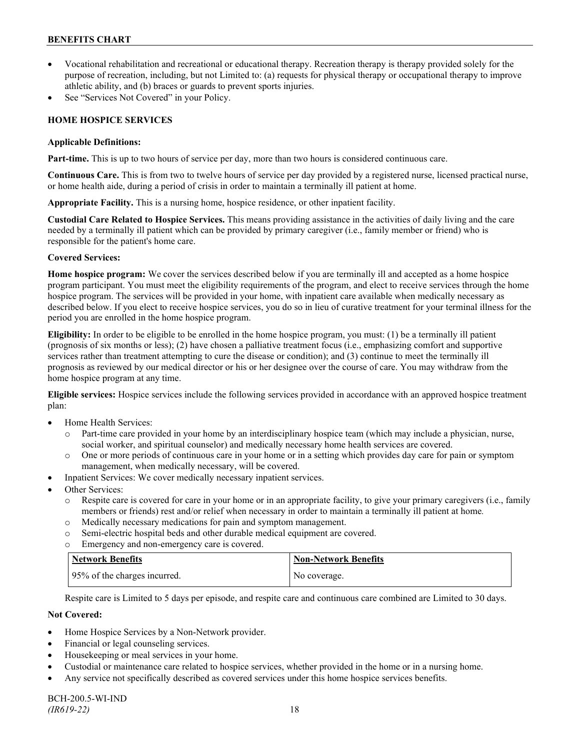- Vocational rehabilitation and recreational or educational therapy. Recreation therapy is therapy provided solely for the purpose of recreation, including, but not Limited to: (a) requests for physical therapy or occupational therapy to improve athletic ability, and (b) braces or guards to prevent sports injuries.
- See "Services Not Covered" in your Policy.

### HOME HOSPICE SERVICES

**Applicable Definitions:**

**Part-time.** This is up to two hours of service per day, more than two hours is considered continuous care.

**Continuous Care.** This is from two to twelve hours of service per day provided by a registered nurse, licensed practical nurse, or home health aide, during a period of crisis in order to maintain a terminally ill patient at home.

**Appropriate Facility.** This is a nursing home, hospice residence, or other inpatient facility.

**Custodial Care Related to Hospice Services.** This means providing assistance in the activities of daily living and the care needed by a terminally ill patient which can be provided by primary caregiver (i.e., family member or friend) who is responsible for the patient's home care.

**Covered Services:**

**Home hospice program:** We cover the services described below if you are terminally ill and accepted as a home hospice program participant. You must meet the eligibility requirements of the program, and elect to receive services through the home hospice program. The services will be provided in your home, with inpatient care available when medically necessary as described below. If you elect to receive hospice services, you do so in lieu of curative treatment for your terminal illness for the period you are enrolled in the home hospice program.

**Eligibility:** In order to be eligible to be enrolled in the home hospice program, you must: (1) be a terminally ill patient (prognosis of six months or less); (2) have chosen a palliative treatment focus (i.e., emphasizing comfort and supportive services rather than treatment attempting to cure the disease or condition); and (3) continue to meet the terminally ill prognosis as reviewed by our medical director or his or her designee over the course of care. You may withdraw from the home hospice program at any time.

**Eligible services:** Hospice services include the following services provided in accordance with an approved hospice treatment plan:

- Home Health Services:
  - Part-time care provided in your home by an interdisciplinary hospice team (which may include a physician, nurse, social worker, and spiritual counselor) and medically necessary home health services are covered.
  - One or more periods of continuous care in your home or in a setting which provides day care for pain or symptom management, when medically necessary, will be covered.
- Inpatient Services: We cover medically necessary inpatient services.
- Other Services:
  - Respite care is covered for care in your home or in an appropriate facility, to give your primary caregivers (i.e., family members or friends) rest and/or relief when necessary in order to maintain a terminally ill patient at home.
  - Medically necessary medications for pain and symptom management.
  - Semi-electric hospital beds and other durable medical equipment are covered.
  - Emergency and non-emergency care is covered.

| Network Benefits | Non-Network Benefits |
|---|---|
| 95% of the charges incurred. | No coverage. |

Respite care is Limited to 5 days per episode, and respite care and continuous care combined are Limited to 30 days.

**Not Covered:**

- Home Hospice Services by a Non-Network provider.
- Financial or legal counseling services.
- Housekeeping or meal services in your home.
- Custodial or maintenance care related to hospice services, whether provided in the home or in a nursing home.
- Any service not specifically described as covered services under this home hospice services benefits.

BCH-200.5-WI-IND
*(IR619-22)*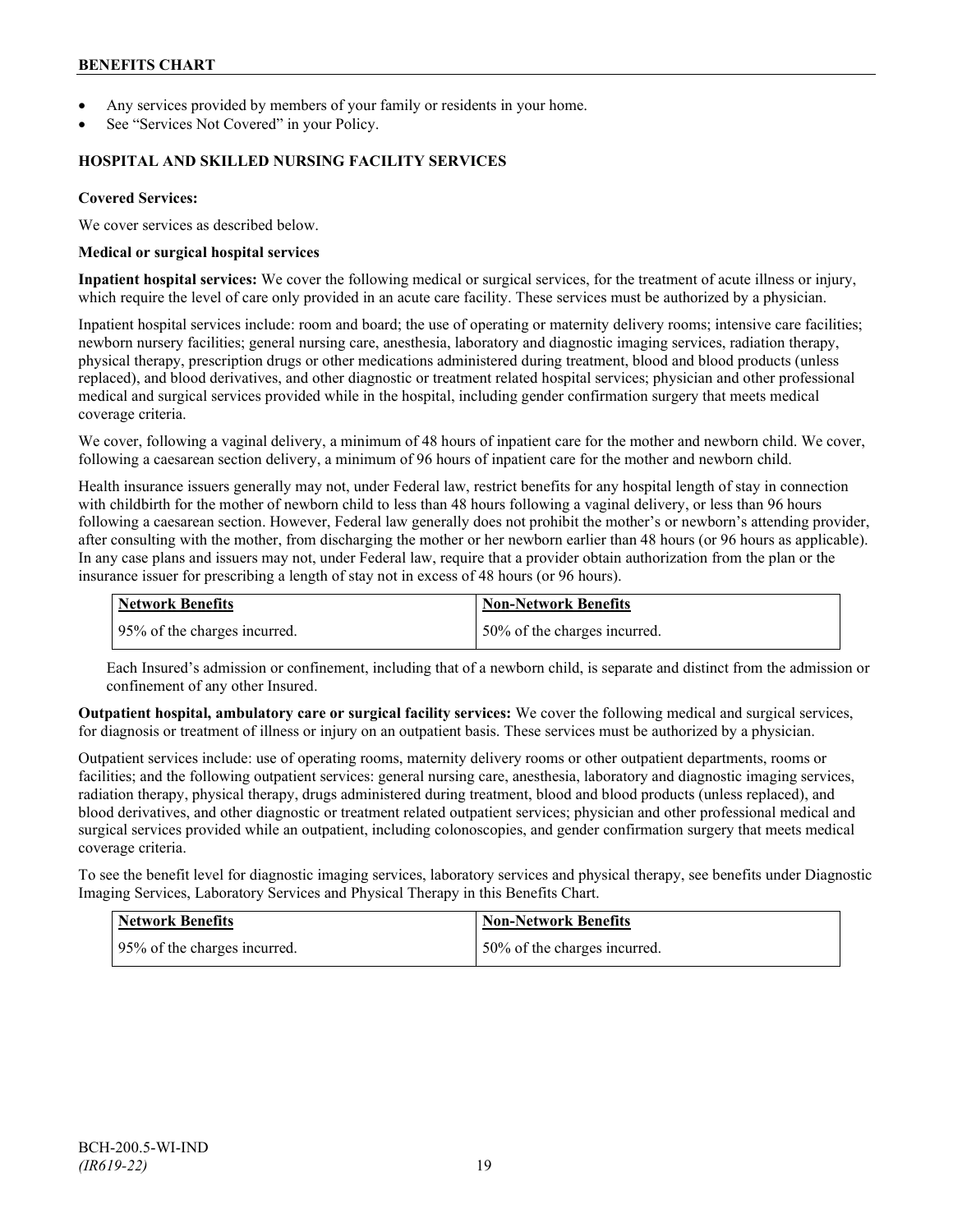- Any services provided by members of your family or residents in your home.
- See "Services Not Covered" in your Policy.

### HOSPITAL AND SKILLED NURSING FACILITY SERVICES

**Covered Services:**

We cover services as described below.

**Medical or surgical hospital services**

**Inpatient hospital services:** We cover the following medical or surgical services, for the treatment of acute illness or injury, which require the level of care only provided in an acute care facility. These services must be authorized by a physician.

Inpatient hospital services include: room and board; the use of operating or maternity delivery rooms; intensive care facilities; newborn nursery facilities; general nursing care, anesthesia, laboratory and diagnostic imaging services, radiation therapy, physical therapy, prescription drugs or other medications administered during treatment, blood and blood products (unless replaced), and blood derivatives, and other diagnostic or treatment related hospital services; physician and other professional medical and surgical services provided while in the hospital, including gender confirmation surgery that meets medical coverage criteria.

We cover, following a vaginal delivery, a minimum of 48 hours of inpatient care for the mother and newborn child. We cover, following a caesarean section delivery, a minimum of 96 hours of inpatient care for the mother and newborn child.

Health insurance issuers generally may not, under Federal law, restrict benefits for any hospital length of stay in connection with childbirth for the mother of newborn child to less than 48 hours following a vaginal delivery, or less than 96 hours following a caesarean section. However, Federal law generally does not prohibit the mother's or newborn's attending provider, after consulting with the mother, from discharging the mother or her newborn earlier than 48 hours (or 96 hours as applicable). In any case plans and issuers may not, under Federal law, require that a provider obtain authorization from the plan or the insurance issuer for prescribing a length of stay not in excess of 48 hours (or 96 hours).

| Network Benefits | Non-Network Benefits |
|---|---|
| 95% of the charges incurred. | 50% of the charges incurred. |

Each Insured's admission or confinement, including that of a newborn child, is separate and distinct from the admission or confinement of any other Insured.

**Outpatient hospital, ambulatory care or surgical facility services:** We cover the following medical and surgical services, for diagnosis or treatment of illness or injury on an outpatient basis. These services must be authorized by a physician.

Outpatient services include: use of operating rooms, maternity delivery rooms or other outpatient departments, rooms or facilities; and the following outpatient services: general nursing care, anesthesia, laboratory and diagnostic imaging services, radiation therapy, physical therapy, drugs administered during treatment, blood and blood products (unless replaced), and blood derivatives, and other diagnostic or treatment related outpatient services; physician and other professional medical and surgical services provided while an outpatient, including colonoscopies, and gender confirmation surgery that meets medical coverage criteria.

To see the benefit level for diagnostic imaging services, laboratory services and physical therapy, see benefits under Diagnostic Imaging Services, Laboratory Services and Physical Therapy in this Benefits Chart.

| Network Benefits | Non-Network Benefits |
|---|---|
| 95% of the charges incurred. | 50% of the charges incurred. |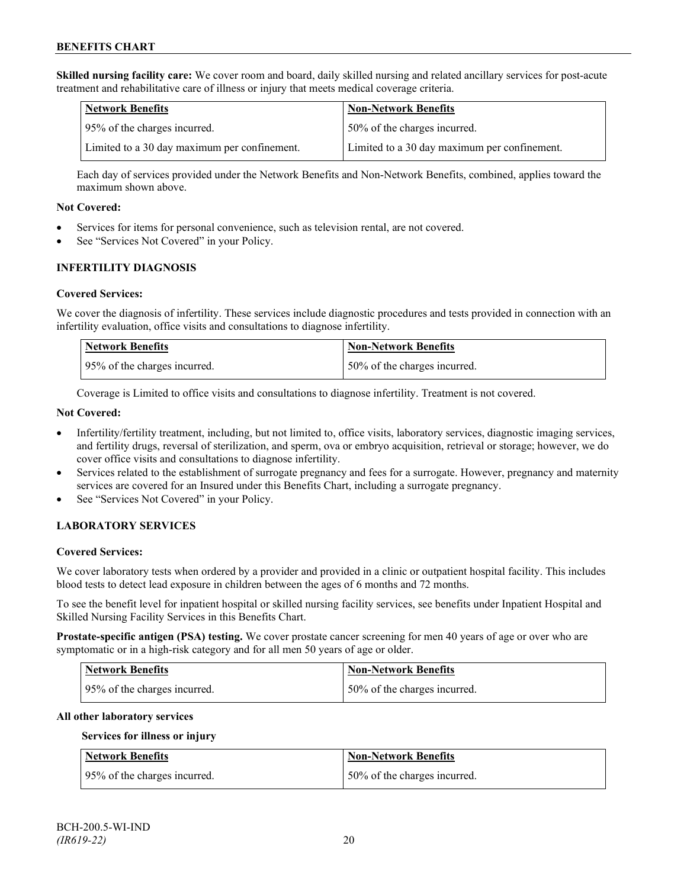**Skilled nursing facility care:** We cover room and board, daily skilled nursing and related ancillary services for post-acute treatment and rehabilitative care of illness or injury that meets medical coverage criteria.

| Network Benefits | Non-Network Benefits |
| --- | --- |
| 95% of the charges incurred. | 50% of the charges incurred. |
| Limited to a 30 day maximum per confinement. | Limited to a 30 day maximum per confinement. |

Each day of services provided under the Network Benefits and Non-Network Benefits, combined, applies toward the maximum shown above.

**Not Covered:**

- Services for items for personal convenience, such as television rental, are not covered.
- See "Services Not Covered" in your Policy.

### INFERTILITY DIAGNOSIS

**Covered Services:**

We cover the diagnosis of infertility. These services include diagnostic procedures and tests provided in connection with an infertility evaluation, office visits and consultations to diagnose infertility.

| Network Benefits | Non-Network Benefits |
| --- | --- |
| 95% of the charges incurred. | 50% of the charges incurred. |

Coverage is Limited to office visits and consultations to diagnose infertility. Treatment is not covered.

**Not Covered:**

- Infertility/fertility treatment, including, but not limited to, office visits, laboratory services, diagnostic imaging services, and fertility drugs, reversal of sterilization, and sperm, ova or embryo acquisition, retrieval or storage; however, we do cover office visits and consultations to diagnose infertility.
- Services related to the establishment of surrogate pregnancy and fees for a surrogate. However, pregnancy and maternity services are covered for an Insured under this Benefits Chart, including a surrogate pregnancy.
- See "Services Not Covered" in your Policy.

### LABORATORY SERVICES

**Covered Services:**

We cover laboratory tests when ordered by a provider and provided in a clinic or outpatient hospital facility. This includes blood tests to detect lead exposure in children between the ages of 6 months and 72 months.

To see the benefit level for inpatient hospital or skilled nursing facility services, see benefits under Inpatient Hospital and Skilled Nursing Facility Services in this Benefits Chart.

**Prostate-specific antigen (PSA) testing.** We cover prostate cancer screening for men 40 years of age or over who are symptomatic or in a high-risk category and for all men 50 years of age or older.

| Network Benefits | Non-Network Benefits |
| --- | --- |
| 95% of the charges incurred. | 50% of the charges incurred. |

**All other laboratory services**

**Services for illness or injury**

| Network Benefits | Non-Network Benefits |
| --- | --- |
| 95% of the charges incurred. | 50% of the charges incurred. |

BCH-200.5-WI-IND
*(IR619-22)*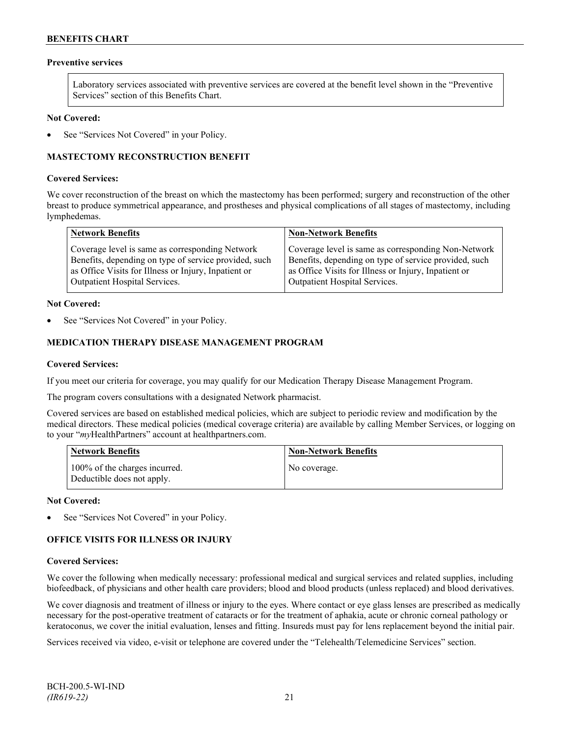### Preventive services

Laboratory services associated with preventive services are covered at the benefit level shown in the "Preventive Services" section of this Benefits Chart.

**Not Covered:**

- See "Services Not Covered" in your Policy.

### MASTECTOMY RECONSTRUCTION BENEFIT

**Covered Services:**

We cover reconstruction of the breast on which the mastectomy has been performed; surgery and reconstruction of the other breast to produce symmetrical appearance, and prostheses and physical complications of all stages of mastectomy, including lymphedemas.

| Network Benefits | Non-Network Benefits |
|---|---|
| Coverage level is same as corresponding Network Benefits, depending on type of service provided, such as Office Visits for Illness or Injury, Inpatient or Outpatient Hospital Services. | Coverage level is same as corresponding Non-Network Benefits, depending on type of service provided, such as Office Visits for Illness or Injury, Inpatient or Outpatient Hospital Services. |

**Not Covered:**

- See "Services Not Covered" in your Policy.

### MEDICATION THERAPY DISEASE MANAGEMENT PROGRAM

**Covered Services:**

If you meet our criteria for coverage, you may qualify for our Medication Therapy Disease Management Program.

The program covers consultations with a designated Network pharmacist.

Covered services are based on established medical policies, which are subject to periodic review and modification by the medical directors. These medical policies (medical coverage criteria) are available by calling Member Services, or logging on to your "*my*HealthPartners" account at healthpartners.com.

| Network Benefits | Non-Network Benefits |
|---|---|
| 100% of the charges incurred. Deductible does not apply. | No coverage. |

**Not Covered:**

- See "Services Not Covered" in your Policy.

### OFFICE VISITS FOR ILLNESS OR INJURY

**Covered Services:**

We cover the following when medically necessary: professional medical and surgical services and related supplies, including biofeedback, of physicians and other health care providers; blood and blood products (unless replaced) and blood derivatives.

We cover diagnosis and treatment of illness or injury to the eyes. Where contact or eye glass lenses are prescribed as medically necessary for the post-operative treatment of cataracts or for the treatment of aphakia, acute or chronic corneal pathology or keratoconus, we cover the initial evaluation, lenses and fitting. Insureds must pay for lens replacement beyond the initial pair.

Services received via video, e-visit or telephone are covered under the "Telehealth/Telemedicine Services" section.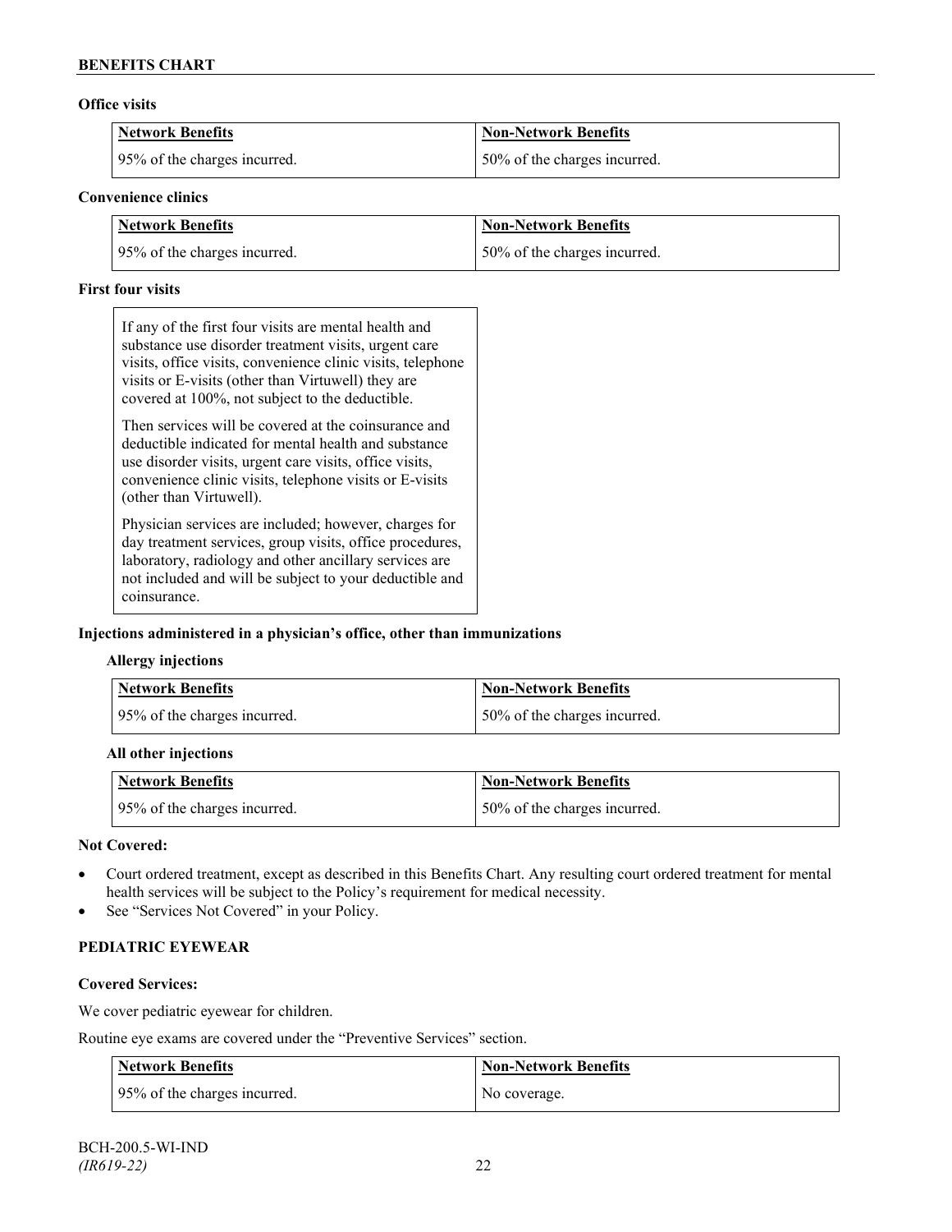**Office visits**

| Network Benefits | Non-Network Benefits |
| --- | --- |
| 95% of the charges incurred. | 50% of the charges incurred. |

**Convenience clinics**

| Network Benefits | Non-Network Benefits |
| --- | --- |
| 95% of the charges incurred. | 50% of the charges incurred. |

**First four visits**

If any of the first four visits are mental health and substance use disorder treatment visits, urgent care visits, office visits, convenience clinic visits, telephone visits or E-visits (other than Virtuwell) they are covered at 100%, not subject to the deductible.

Then services will be covered at the coinsurance and deductible indicated for mental health and substance use disorder visits, urgent care visits, office visits, convenience clinic visits, telephone visits or E-visits (other than Virtuwell).

Physician services are included; however, charges for day treatment services, group visits, office procedures, laboratory, radiology and other ancillary services are not included and will be subject to your deductible and coinsurance.

**Injections administered in a physician's office, other than immunizations**

**Allergy injections**

| Network Benefits | Non-Network Benefits |
| --- | --- |
| 95% of the charges incurred. | 50% of the charges incurred. |

**All other injections**

| Network Benefits | Non-Network Benefits |
| --- | --- |
| 95% of the charges incurred. | 50% of the charges incurred. |

**Not Covered:**

- Court ordered treatment, except as described in this Benefits Chart. Any resulting court ordered treatment for mental health services will be subject to the Policy's requirement for medical necessity.
- See "Services Not Covered" in your Policy.

**PEDIATRIC EYEWEAR**

**Covered Services:**

We cover pediatric eyewear for children.

Routine eye exams are covered under the "Preventive Services" section.

| Network Benefits | Non-Network Benefits |
| --- | --- |
| 95% of the charges incurred. | No coverage. |

BCH-200.5-WI-IND
*(IR619-22)*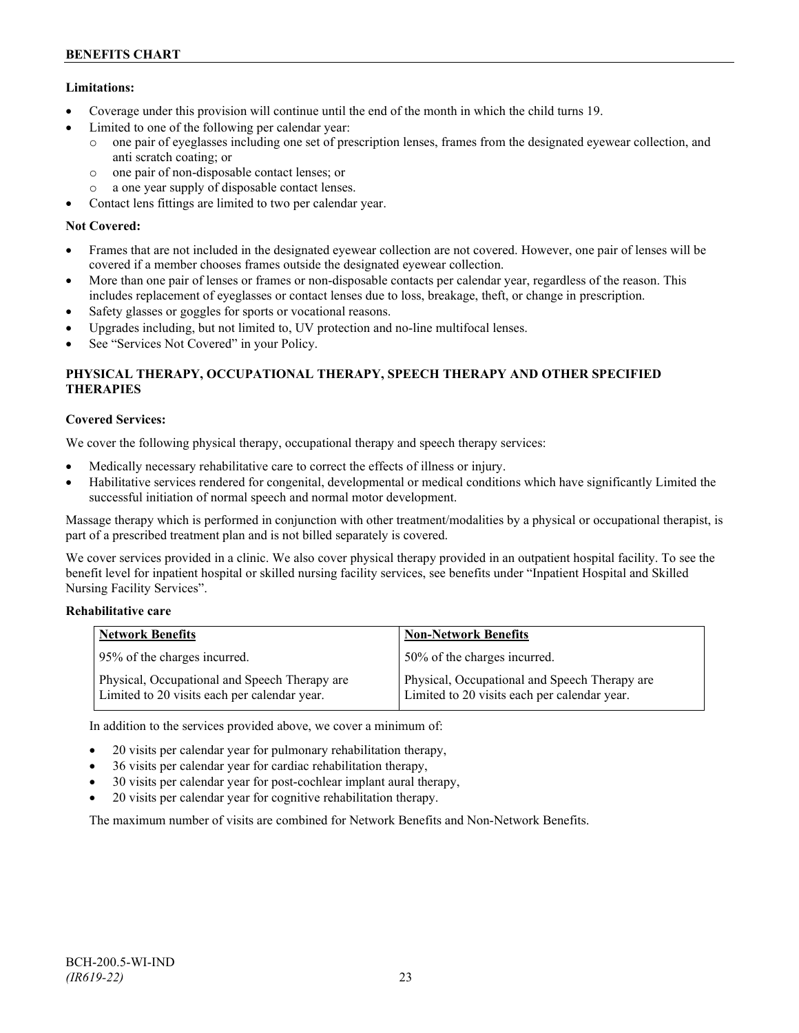**Limitations:**

- Coverage under this provision will continue until the end of the month in which the child turns 19.
- Limited to one of the following per calendar year:
  - one pair of eyeglasses including one set of prescription lenses, frames from the designated eyewear collection, and anti scratch coating; or
  - one pair of non-disposable contact lenses; or
  - a one year supply of disposable contact lenses.
- Contact lens fittings are limited to two per calendar year.

**Not Covered:**

- Frames that are not included in the designated eyewear collection are not covered. However, one pair of lenses will be covered if a member chooses frames outside the designated eyewear collection.
- More than one pair of lenses or frames or non-disposable contacts per calendar year, regardless of the reason. This includes replacement of eyeglasses or contact lenses due to loss, breakage, theft, or change in prescription.
- Safety glasses or goggles for sports or vocational reasons.
- Upgrades including, but not limited to, UV protection and no-line multifocal lenses.
- See "Services Not Covered" in your Policy.

## PHYSICAL THERAPY, OCCUPATIONAL THERAPY, SPEECH THERAPY AND OTHER SPECIFIED THERAPIES

**Covered Services:**

We cover the following physical therapy, occupational therapy and speech therapy services:

- Medically necessary rehabilitative care to correct the effects of illness or injury.
- Habilitative services rendered for congenital, developmental or medical conditions which have significantly Limited the successful initiation of normal speech and normal motor development.

Massage therapy which is performed in conjunction with other treatment/modalities by a physical or occupational therapist, is part of a prescribed treatment plan and is not billed separately is covered.

We cover services provided in a clinic. We also cover physical therapy provided in an outpatient hospital facility. To see the benefit level for inpatient hospital or skilled nursing facility services, see benefits under "Inpatient Hospital and Skilled Nursing Facility Services".

**Rehabilitative care**

| Network Benefits | Non-Network Benefits |
|---|---|
| 95% of the charges incurred. | 50% of the charges incurred. |
| Physical, Occupational and Speech Therapy are Limited to 20 visits each per calendar year. | Physical, Occupational and Speech Therapy are Limited to 20 visits each per calendar year. |

In addition to the services provided above, we cover a minimum of:

- 20 visits per calendar year for pulmonary rehabilitation therapy,
- 36 visits per calendar year for cardiac rehabilitation therapy,
- 30 visits per calendar year for post-cochlear implant aural therapy,
- 20 visits per calendar year for cognitive rehabilitation therapy.

The maximum number of visits are combined for Network Benefits and Non-Network Benefits.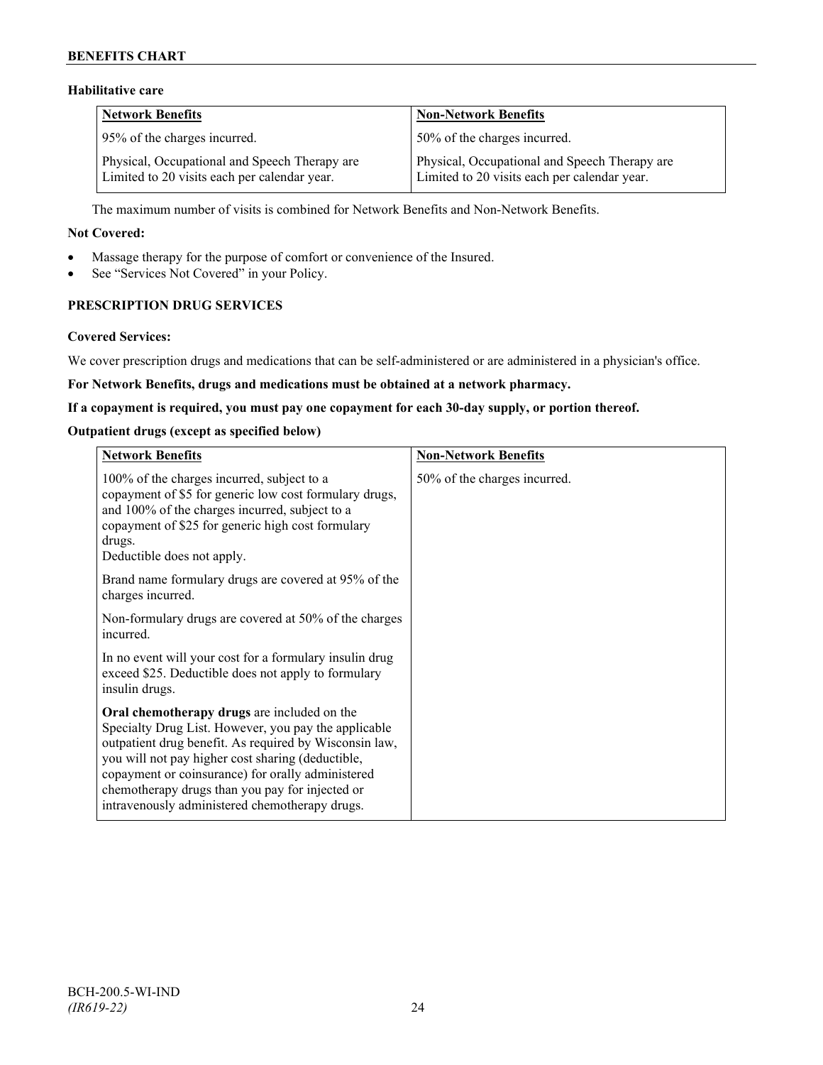**Habilitative care**

| Network Benefits | Non-Network Benefits |
|---|---|
| 95% of the charges incurred.<br><br>Physical, Occupational and Speech Therapy are Limited to 20 visits each per calendar year. | 50% of the charges incurred.<br><br>Physical, Occupational and Speech Therapy are Limited to 20 visits each per calendar year. |

The maximum number of visits is combined for Network Benefits and Non-Network Benefits.

**Not Covered:**

- Massage therapy for the purpose of comfort or convenience of the Insured.
- See "Services Not Covered" in your Policy.

**PRESCRIPTION DRUG SERVICES**

**Covered Services:**

We cover prescription drugs and medications that can be self-administered or are administered in a physician's office.

**For Network Benefits, drugs and medications must be obtained at a network pharmacy.**

**If a copayment is required, you must pay one copayment for each 30-day supply, or portion thereof.**

**Outpatient drugs (except as specified below)**

| Network Benefits | Non-Network Benefits |
|---|---|
| 100% of the charges incurred, subject to a copayment of $5 for generic low cost formulary drugs, and 100% of the charges incurred, subject to a copayment of $25 for generic high cost formulary drugs.<br>Deductible does not apply.<br><br>Brand name formulary drugs are covered at 95% of the charges incurred.<br><br>Non-formulary drugs are covered at 50% of the charges incurred.<br><br>In no event will your cost for a formulary insulin drug exceed $25. Deductible does not apply to formulary insulin drugs.<br><br>**Oral chemotherapy drugs** are included on the Specialty Drug List. However, you pay the applicable outpatient drug benefit. As required by Wisconsin law, you will not pay higher cost sharing (deductible, copayment or coinsurance) for orally administered chemotherapy drugs than you pay for injected or intravenously administered chemotherapy drugs. | 50% of the charges incurred. |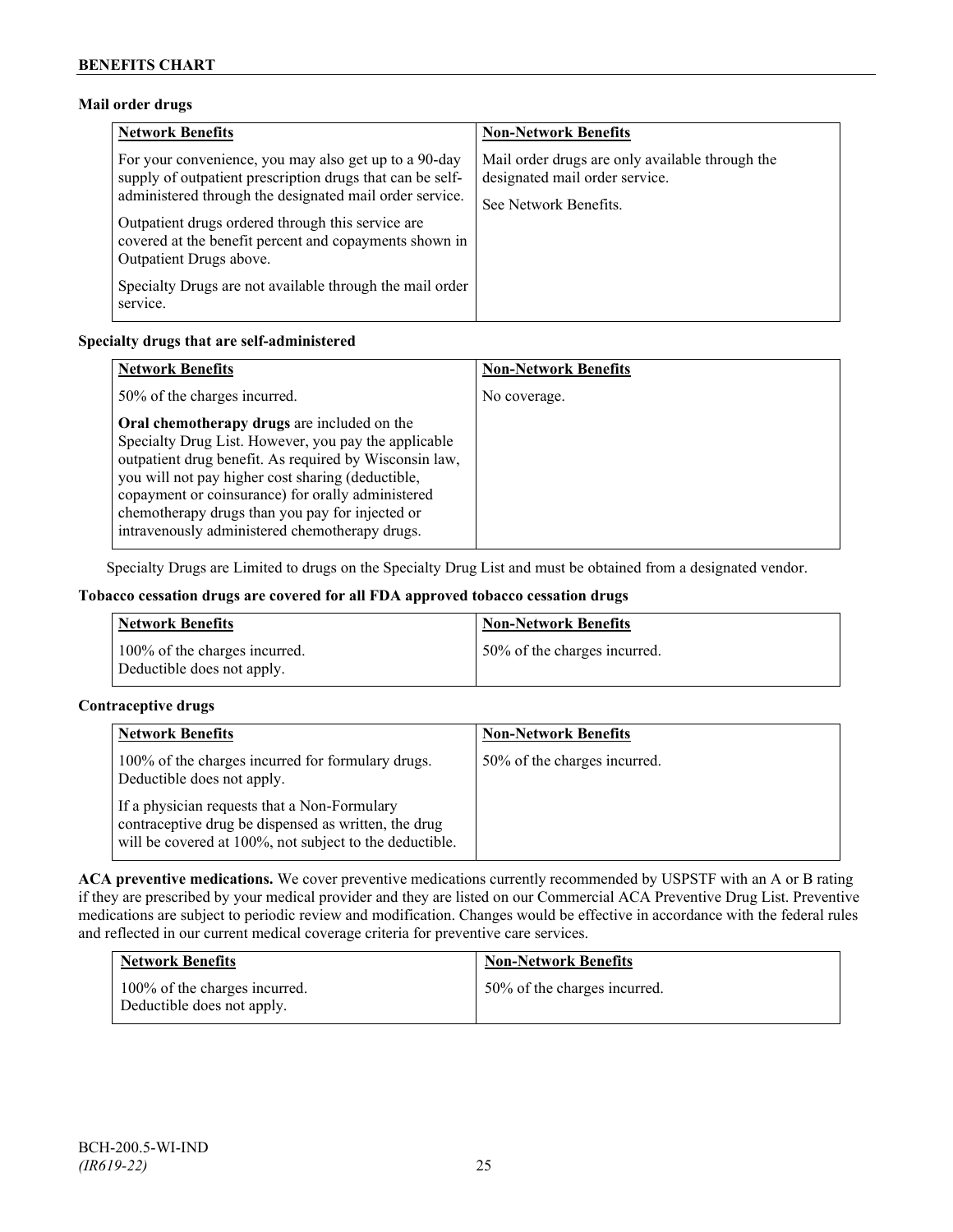**Mail order drugs**

| Network Benefits | Non-Network Benefits |
|---|---|
| For your convenience, you may also get up to a 90-day supply of outpatient prescription drugs that can be self-administered through the designated mail order service.<br><br>Outpatient drugs ordered through this service are covered at the benefit percent and copayments shown in Outpatient Drugs above.<br><br>Specialty Drugs are not available through the mail order service. | Mail order drugs are only available through the designated mail order service.<br><br>See Network Benefits. |

**Specialty drugs that are self-administered**

| Network Benefits | Non-Network Benefits |
|---|---|
| 50% of the charges incurred.<br><br>**Oral chemotherapy drugs** are included on the Specialty Drug List. However, you pay the applicable outpatient drug benefit. As required by Wisconsin law, you will not pay higher cost sharing (deductible, copayment or coinsurance) for orally administered chemotherapy drugs than you pay for injected or intravenously administered chemotherapy drugs. | No coverage. |

Specialty Drugs are Limited to drugs on the Specialty Drug List and must be obtained from a designated vendor.

**Tobacco cessation drugs are covered for all FDA approved tobacco cessation drugs**

| Network Benefits | Non-Network Benefits |
|---|---|
| 100% of the charges incurred.<br>Deductible does not apply. | 50% of the charges incurred. |

**Contraceptive drugs**

| Network Benefits | Non-Network Benefits |
|---|---|
| 100% of the charges incurred for formulary drugs. Deductible does not apply.<br><br>If a physician requests that a Non-Formulary contraceptive drug be dispensed as written, the drug will be covered at 100%, not subject to the deductible. | 50% of the charges incurred. |

**ACA preventive medications.** We cover preventive medications currently recommended by USPSTF with an A or B rating if they are prescribed by your medical provider and they are listed on our Commercial ACA Preventive Drug List. Preventive medications are subject to periodic review and modification. Changes would be effective in accordance with the federal rules and reflected in our current medical coverage criteria for preventive care services.

| Network Benefits | Non-Network Benefits |
|---|---|
| 100% of the charges incurred.<br>Deductible does not apply. | 50% of the charges incurred. |

BCH-200.5-WI-IND
*(IR619-22)*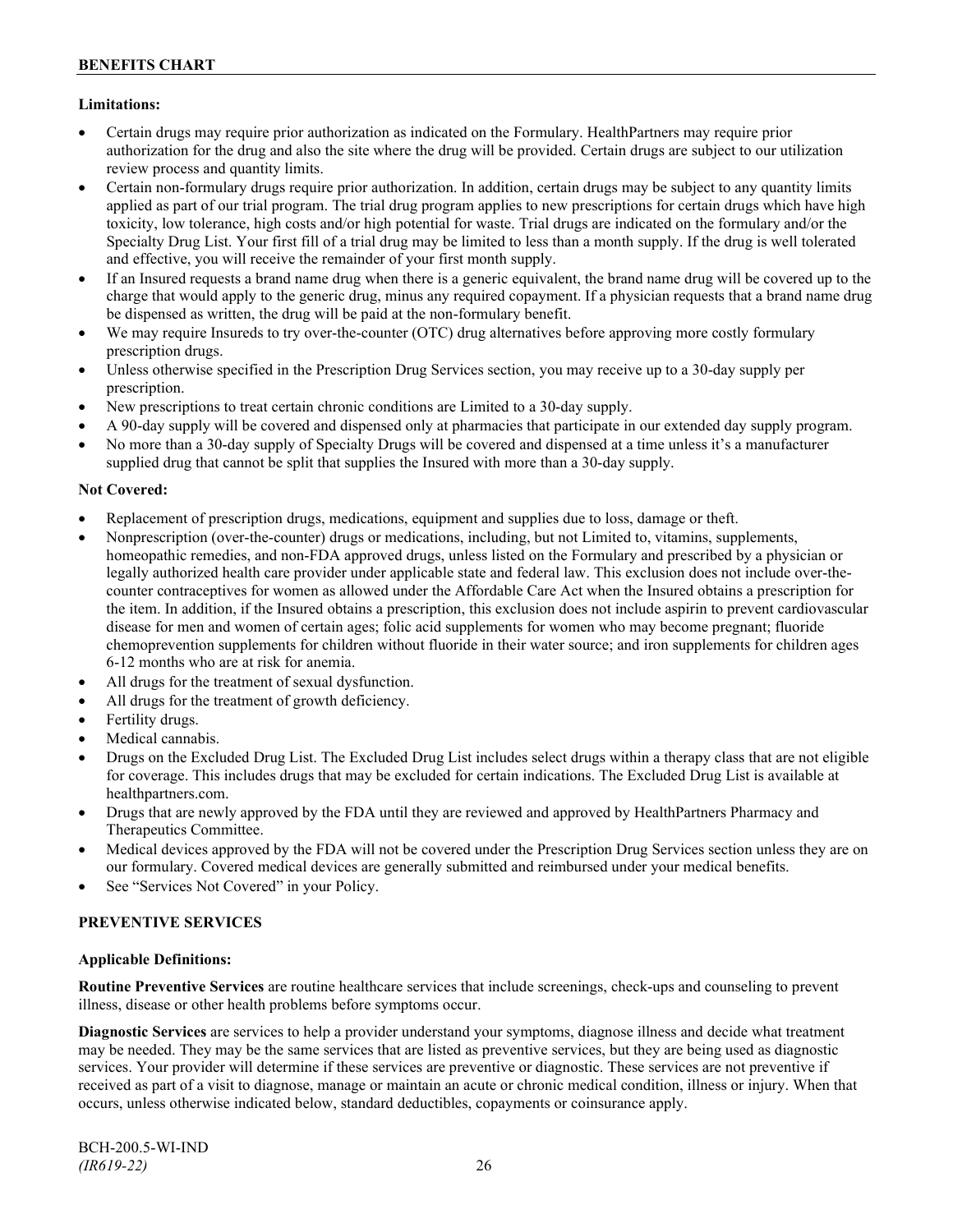**Limitations:**

- Certain drugs may require prior authorization as indicated on the Formulary. HealthPartners may require prior authorization for the drug and also the site where the drug will be provided. Certain drugs are subject to our utilization review process and quantity limits.
- Certain non-formulary drugs require prior authorization. In addition, certain drugs may be subject to any quantity limits applied as part of our trial program. The trial drug program applies to new prescriptions for certain drugs which have high toxicity, low tolerance, high costs and/or high potential for waste. Trial drugs are indicated on the formulary and/or the Specialty Drug List. Your first fill of a trial drug may be limited to less than a month supply. If the drug is well tolerated and effective, you will receive the remainder of your first month supply.
- If an Insured requests a brand name drug when there is a generic equivalent, the brand name drug will be covered up to the charge that would apply to the generic drug, minus any required copayment. If a physician requests that a brand name drug be dispensed as written, the drug will be paid at the non-formulary benefit.
- We may require Insureds to try over-the-counter (OTC) drug alternatives before approving more costly formulary prescription drugs.
- Unless otherwise specified in the Prescription Drug Services section, you may receive up to a 30-day supply per prescription.
- New prescriptions to treat certain chronic conditions are Limited to a 30-day supply.
- A 90-day supply will be covered and dispensed only at pharmacies that participate in our extended day supply program.
- No more than a 30-day supply of Specialty Drugs will be covered and dispensed at a time unless it's a manufacturer supplied drug that cannot be split that supplies the Insured with more than a 30-day supply.

**Not Covered:**

- Replacement of prescription drugs, medications, equipment and supplies due to loss, damage or theft.
- Nonprescription (over-the-counter) drugs or medications, including, but not Limited to, vitamins, supplements, homeopathic remedies, and non-FDA approved drugs, unless listed on the Formulary and prescribed by a physician or legally authorized health care provider under applicable state and federal law. This exclusion does not include over-the-counter contraceptives for women as allowed under the Affordable Care Act when the Insured obtains a prescription for the item. In addition, if the Insured obtains a prescription, this exclusion does not include aspirin to prevent cardiovascular disease for men and women of certain ages; folic acid supplements for women who may become pregnant; fluoride chemoprevention supplements for children without fluoride in their water source; and iron supplements for children ages 6-12 months who are at risk for anemia.
- All drugs for the treatment of sexual dysfunction.
- All drugs for the treatment of growth deficiency.
- Fertility drugs.
- Medical cannabis.
- Drugs on the Excluded Drug List. The Excluded Drug List includes select drugs within a therapy class that are not eligible for coverage. This includes drugs that may be excluded for certain indications. The Excluded Drug List is available at healthpartners.com.
- Drugs that are newly approved by the FDA until they are reviewed and approved by HealthPartners Pharmacy and Therapeutics Committee.
- Medical devices approved by the FDA will not be covered under the Prescription Drug Services section unless they are on our formulary. Covered medical devices are generally submitted and reimbursed under your medical benefits.
- See "Services Not Covered" in your Policy.

## PREVENTIVE SERVICES

**Applicable Definitions:**

**Routine Preventive Services** are routine healthcare services that include screenings, check-ups and counseling to prevent illness, disease or other health problems before symptoms occur.

**Diagnostic Services** are services to help a provider understand your symptoms, diagnose illness and decide what treatment may be needed. They may be the same services that are listed as preventive services, but they are being used as diagnostic services. Your provider will determine if these services are preventive or diagnostic. These services are not preventive if received as part of a visit to diagnose, manage or maintain an acute or chronic medical condition, illness or injury. When that occurs, unless otherwise indicated below, standard deductibles, copayments or coinsurance apply.

BCH-200.5-WI-IND
*(IR619-22)*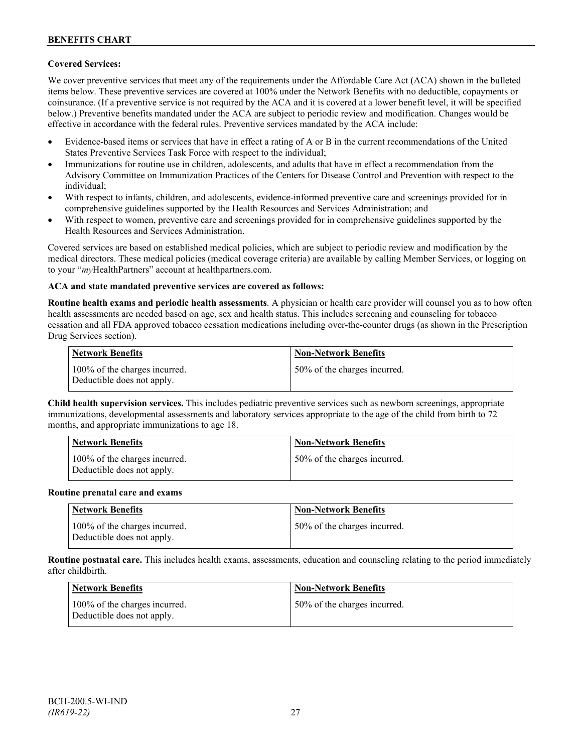**Covered Services:**

We cover preventive services that meet any of the requirements under the Affordable Care Act (ACA) shown in the bulleted items below. These preventive services are covered at 100% under the Network Benefits with no deductible, copayments or coinsurance. (If a preventive service is not required by the ACA and it is covered at a lower benefit level, it will be specified below.) Preventive benefits mandated under the ACA are subject to periodic review and modification. Changes would be effective in accordance with the federal rules. Preventive services mandated by the ACA include:

- Evidence-based items or services that have in effect a rating of A or B in the current recommendations of the United States Preventive Services Task Force with respect to the individual;
- Immunizations for routine use in children, adolescents, and adults that have in effect a recommendation from the Advisory Committee on Immunization Practices of the Centers for Disease Control and Prevention with respect to the individual;
- With respect to infants, children, and adolescents, evidence-informed preventive care and screenings provided for in comprehensive guidelines supported by the Health Resources and Services Administration; and
- With respect to women, preventive care and screenings provided for in comprehensive guidelines supported by the Health Resources and Services Administration.

Covered services are based on established medical policies, which are subject to periodic review and modification by the medical directors. These medical policies (medical coverage criteria) are available by calling Member Services, or logging on to your "*my*HealthPartners" account at healthpartners.com.

**ACA and state mandated preventive services are covered as follows:**

**Routine health exams and periodic health assessments**. A physician or health care provider will counsel you as to how often health assessments are needed based on age, sex and health status. This includes screening and counseling for tobacco cessation and all FDA approved tobacco cessation medications including over-the-counter drugs (as shown in the Prescription Drug Services section).

| Network Benefits | Non-Network Benefits |
|---|---|
| 100% of the charges incurred. Deductible does not apply. | 50% of the charges incurred. |

**Child health supervision services.** This includes pediatric preventive services such as newborn screenings, appropriate immunizations, developmental assessments and laboratory services appropriate to the age of the child from birth to 72 months, and appropriate immunizations to age 18.

| Network Benefits | Non-Network Benefits |
|---|---|
| 100% of the charges incurred. Deductible does not apply. | 50% of the charges incurred. |

**Routine prenatal care and exams**

| Network Benefits | Non-Network Benefits |
|---|---|
| 100% of the charges incurred. Deductible does not apply. | 50% of the charges incurred. |

**Routine postnatal care.** This includes health exams, assessments, education and counseling relating to the period immediately after childbirth.

| Network Benefits | Non-Network Benefits |
|---|---|
| 100% of the charges incurred. Deductible does not apply. | 50% of the charges incurred. |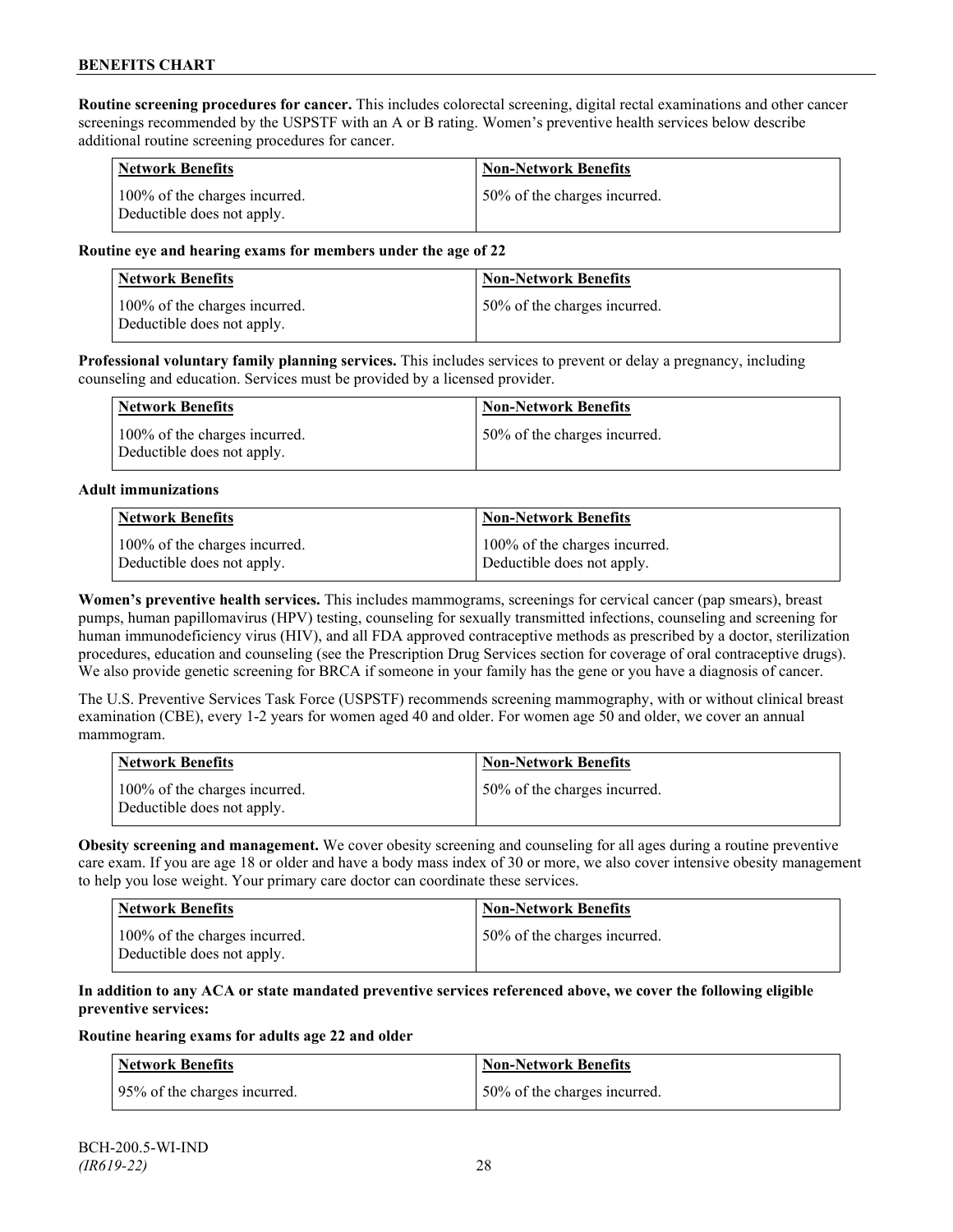**Routine screening procedures for cancer.** This includes colorectal screening, digital rectal examinations and other cancer screenings recommended by the USPSTF with an A or B rating. Women's preventive health services below describe additional routine screening procedures for cancer.

| Network Benefits | Non-Network Benefits |
|---|---|
| 100% of the charges incurred. Deductible does not apply. | 50% of the charges incurred. |

**Routine eye and hearing exams for members under the age of 22**

| Network Benefits | Non-Network Benefits |
|---|---|
| 100% of the charges incurred. Deductible does not apply. | 50% of the charges incurred. |

**Professional voluntary family planning services.** This includes services to prevent or delay a pregnancy, including counseling and education. Services must be provided by a licensed provider.

| Network Benefits | Non-Network Benefits |
|---|---|
| 100% of the charges incurred. Deductible does not apply. | 50% of the charges incurred. |

**Adult immunizations**

| Network Benefits | Non-Network Benefits |
|---|---|
| 100% of the charges incurred. Deductible does not apply. | 100% of the charges incurred. Deductible does not apply. |

**Women's preventive health services.** This includes mammograms, screenings for cervical cancer (pap smears), breast pumps, human papillomavirus (HPV) testing, counseling for sexually transmitted infections, counseling and screening for human immunodeficiency virus (HIV), and all FDA approved contraceptive methods as prescribed by a doctor, sterilization procedures, education and counseling (see the Prescription Drug Services section for coverage of oral contraceptive drugs). We also provide genetic screening for BRCA if someone in your family has the gene or you have a diagnosis of cancer.

The U.S. Preventive Services Task Force (USPSTF) recommends screening mammography, with or without clinical breast examination (CBE), every 1-2 years for women aged 40 and older. For women age 50 and older, we cover an annual mammogram.

| Network Benefits | Non-Network Benefits |
|---|---|
| 100% of the charges incurred. Deductible does not apply. | 50% of the charges incurred. |

**Obesity screening and management.** We cover obesity screening and counseling for all ages during a routine preventive care exam. If you are age 18 or older and have a body mass index of 30 or more, we also cover intensive obesity management to help you lose weight. Your primary care doctor can coordinate these services.

| Network Benefits | Non-Network Benefits |
|---|---|
| 100% of the charges incurred. Deductible does not apply. | 50% of the charges incurred. |

**In addition to any ACA or state mandated preventive services referenced above, we cover the following eligible preventive services:**

**Routine hearing exams for adults age 22 and older**

| Network Benefits | Non-Network Benefits |
|---|---|
| 95% of the charges incurred. | 50% of the charges incurred. |

BCH-200.5-WI-IND
*(IR619-22)*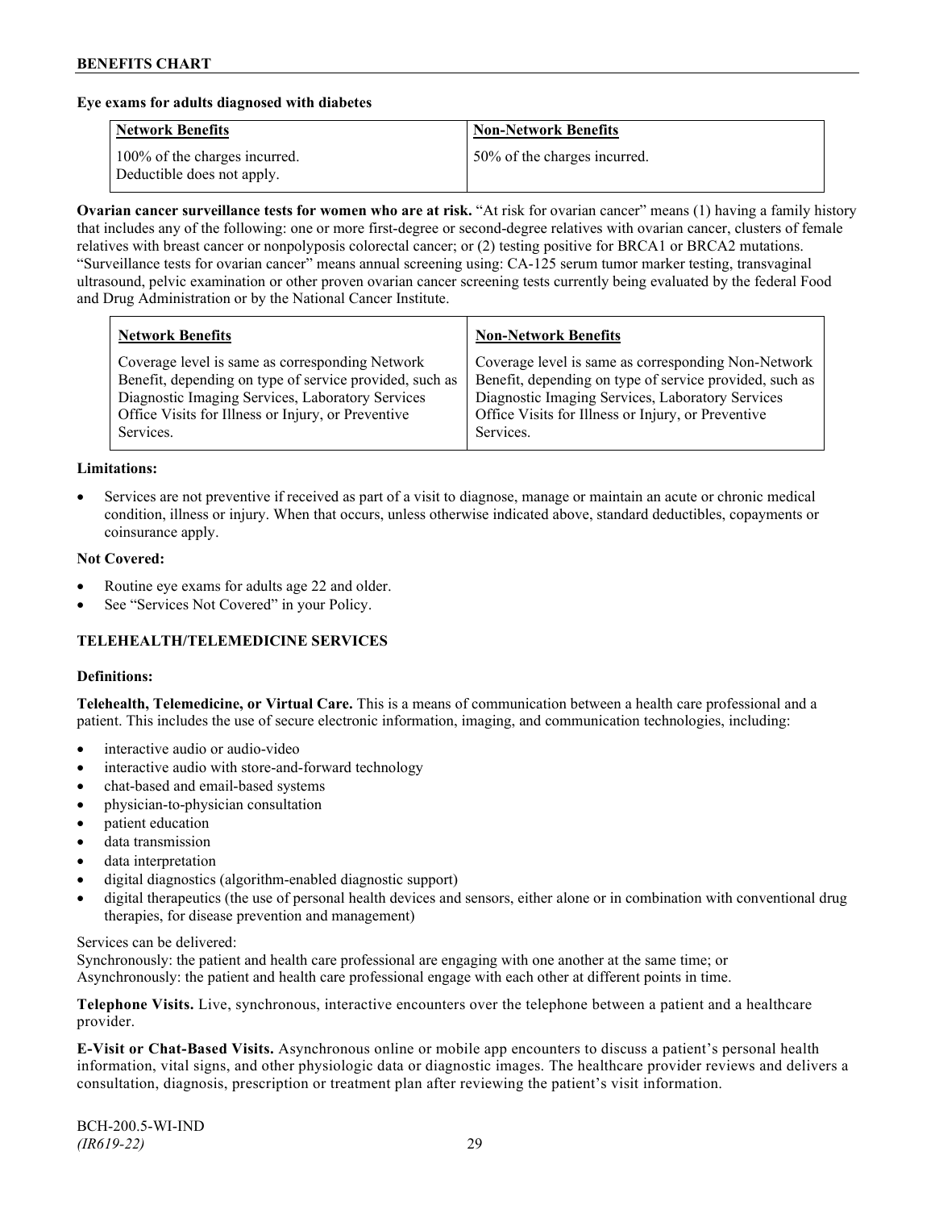**Eye exams for adults diagnosed with diabetes**

| Network Benefits | Non-Network Benefits |
|---|---|
| 100% of the charges incurred. Deductible does not apply. | 50% of the charges incurred. |

**Ovarian cancer surveillance tests for women who are at risk.** "At risk for ovarian cancer" means (1) having a family history that includes any of the following: one or more first-degree or second-degree relatives with ovarian cancer, clusters of female relatives with breast cancer or nonpolyposis colorectal cancer; or (2) testing positive for BRCA1 or BRCA2 mutations. "Surveillance tests for ovarian cancer" means annual screening using: CA-125 serum tumor marker testing, transvaginal ultrasound, pelvic examination or other proven ovarian cancer screening tests currently being evaluated by the federal Food and Drug Administration or by the National Cancer Institute.

| Network Benefits | Non-Network Benefits |
|---|---|
| Coverage level is same as corresponding Network Benefit, depending on type of service provided, such as Diagnostic Imaging Services, Laboratory Services Office Visits for Illness or Injury, or Preventive Services. | Coverage level is same as corresponding Non-Network Benefit, depending on type of service provided, such as Diagnostic Imaging Services, Laboratory Services Office Visits for Illness or Injury, or Preventive Services. |

**Limitations:**

- Services are not preventive if received as part of a visit to diagnose, manage or maintain an acute or chronic medical condition, illness or injury. When that occurs, unless otherwise indicated above, standard deductibles, copayments or coinsurance apply.

**Not Covered:**

- Routine eye exams for adults age 22 and older.
- See "Services Not Covered" in your Policy.

## TELEHEALTH/TELEMEDICINE SERVICES

**Definitions:**

**Telehealth, Telemedicine, or Virtual Care.** This is a means of communication between a health care professional and a patient. This includes the use of secure electronic information, imaging, and communication technologies, including:

- interactive audio or audio-video
- interactive audio with store-and-forward technology
- chat-based and email-based systems
- physician-to-physician consultation
- patient education
- data transmission
- data interpretation
- digital diagnostics (algorithm-enabled diagnostic support)
- digital therapeutics (the use of personal health devices and sensors, either alone or in combination with conventional drug therapies, for disease prevention and management)

Services can be delivered:
Synchronously: the patient and health care professional are engaging with one another at the same time; or
Asynchronously: the patient and health care professional engage with each other at different points in time.

**Telephone Visits.** Live, synchronous, interactive encounters over the telephone between a patient and a healthcare provider.

**E-Visit or Chat-Based Visits.** Asynchronous online or mobile app encounters to discuss a patient's personal health information, vital signs, and other physiologic data or diagnostic images. The healthcare provider reviews and delivers a consultation, diagnosis, prescription or treatment plan after reviewing the patient's visit information.

BCH-200.5-WI-IND
*(IR619-22)*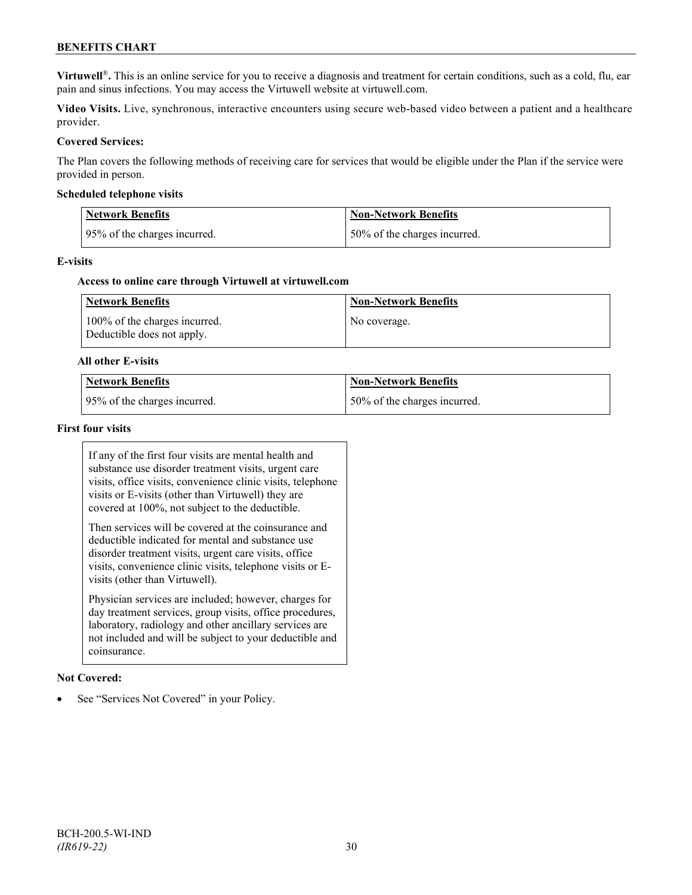**Virtuwell**®**.** This is an online service for you to receive a diagnosis and treatment for certain conditions, such as a cold, flu, ear pain and sinus infections. You may access the Virtuwell website at virtuwell.com.

**Video Visits.** Live, synchronous, interactive encounters using secure web-based video between a patient and a healthcare provider.

**Covered Services:**

The Plan covers the following methods of receiving care for services that would be eligible under the Plan if the service were provided in person.

**Scheduled telephone visits**

| Network Benefits | Non-Network Benefits |
| --- | --- |
| 95% of the charges incurred. | 50% of the charges incurred. |

**E-visits**

**Access to online care through Virtuwell at virtuwell.com**

| Network Benefits | Non-Network Benefits |
| --- | --- |
| 100% of the charges incurred. Deductible does not apply. | No coverage. |

**All other E-visits**

| Network Benefits | Non-Network Benefits |
| --- | --- |
| 95% of the charges incurred. | 50% of the charges incurred. |

**First four visits**

If any of the first four visits are mental health and substance use disorder treatment visits, urgent care visits, office visits, convenience clinic visits, telephone visits or E-visits (other than Virtuwell) they are covered at 100%, not subject to the deductible.

Then services will be covered at the coinsurance and deductible indicated for mental and substance use disorder treatment visits, urgent care visits, office visits, convenience clinic visits, telephone visits or E-visits (other than Virtuwell).

Physician services are included; however, charges for day treatment services, group visits, office procedures, laboratory, radiology and other ancillary services are not included and will be subject to your deductible and coinsurance.

**Not Covered:**

- See "Services Not Covered" in your Policy.

BCH-200.5-WI-IND
*(IR619-22)*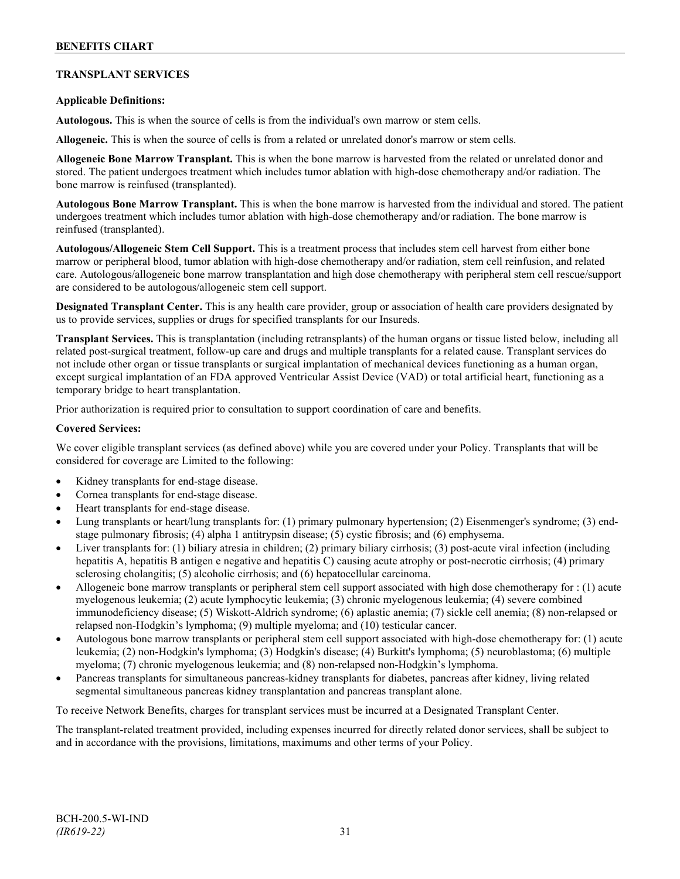## TRANSPLANT SERVICES

**Applicable Definitions:**

**Autologous.** This is when the source of cells is from the individual's own marrow or stem cells.

**Allogeneic.** This is when the source of cells is from a related or unrelated donor's marrow or stem cells.

**Allogeneic Bone Marrow Transplant.** This is when the bone marrow is harvested from the related or unrelated donor and stored. The patient undergoes treatment which includes tumor ablation with high-dose chemotherapy and/or radiation. The bone marrow is reinfused (transplanted).

**Autologous Bone Marrow Transplant.** This is when the bone marrow is harvested from the individual and stored. The patient undergoes treatment which includes tumor ablation with high-dose chemotherapy and/or radiation. The bone marrow is reinfused (transplanted).

**Autologous/Allogeneic Stem Cell Support.** This is a treatment process that includes stem cell harvest from either bone marrow or peripheral blood, tumor ablation with high-dose chemotherapy and/or radiation, stem cell reinfusion, and related care. Autologous/allogeneic bone marrow transplantation and high dose chemotherapy with peripheral stem cell rescue/support are considered to be autologous/allogeneic stem cell support.

**Designated Transplant Center.** This is any health care provider, group or association of health care providers designated by us to provide services, supplies or drugs for specified transplants for our Insureds.

**Transplant Services.** This is transplantation (including retransplants) of the human organs or tissue listed below, including all related post-surgical treatment, follow-up care and drugs and multiple transplants for a related cause. Transplant services do not include other organ or tissue transplants or surgical implantation of mechanical devices functioning as a human organ, except surgical implantation of an FDA approved Ventricular Assist Device (VAD) or total artificial heart, functioning as a temporary bridge to heart transplantation.

Prior authorization is required prior to consultation to support coordination of care and benefits.

**Covered Services:**

We cover eligible transplant services (as defined above) while you are covered under your Policy. Transplants that will be considered for coverage are Limited to the following:

- Kidney transplants for end-stage disease.
- Cornea transplants for end-stage disease.
- Heart transplants for end-stage disease.
- Lung transplants or heart/lung transplants for: (1) primary pulmonary hypertension; (2) Eisenmenger's syndrome; (3) end-stage pulmonary fibrosis; (4) alpha 1 antitrypsin disease; (5) cystic fibrosis; and (6) emphysema.
- Liver transplants for: (1) biliary atresia in children; (2) primary biliary cirrhosis; (3) post-acute viral infection (including hepatitis A, hepatitis B antigen e negative and hepatitis C) causing acute atrophy or post-necrotic cirrhosis; (4) primary sclerosing cholangitis; (5) alcoholic cirrhosis; and (6) hepatocellular carcinoma.
- Allogeneic bone marrow transplants or peripheral stem cell support associated with high dose chemotherapy for : (1) acute myelogenous leukemia; (2) acute lymphocytic leukemia; (3) chronic myelogenous leukemia; (4) severe combined immunodeficiency disease; (5) Wiskott-Aldrich syndrome; (6) aplastic anemia; (7) sickle cell anemia; (8) non-relapsed or relapsed non-Hodgkin's lymphoma; (9) multiple myeloma; and (10) testicular cancer.
- Autologous bone marrow transplants or peripheral stem cell support associated with high-dose chemotherapy for: (1) acute leukemia; (2) non-Hodgkin's lymphoma; (3) Hodgkin's disease; (4) Burkitt's lymphoma; (5) neuroblastoma; (6) multiple myeloma; (7) chronic myelogenous leukemia; and (8) non-relapsed non-Hodgkin's lymphoma.
- Pancreas transplants for simultaneous pancreas-kidney transplants for diabetes, pancreas after kidney, living related segmental simultaneous pancreas kidney transplantation and pancreas transplant alone.

To receive Network Benefits, charges for transplant services must be incurred at a Designated Transplant Center.

The transplant-related treatment provided, including expenses incurred for directly related donor services, shall be subject to and in accordance with the provisions, limitations, maximums and other terms of your Policy.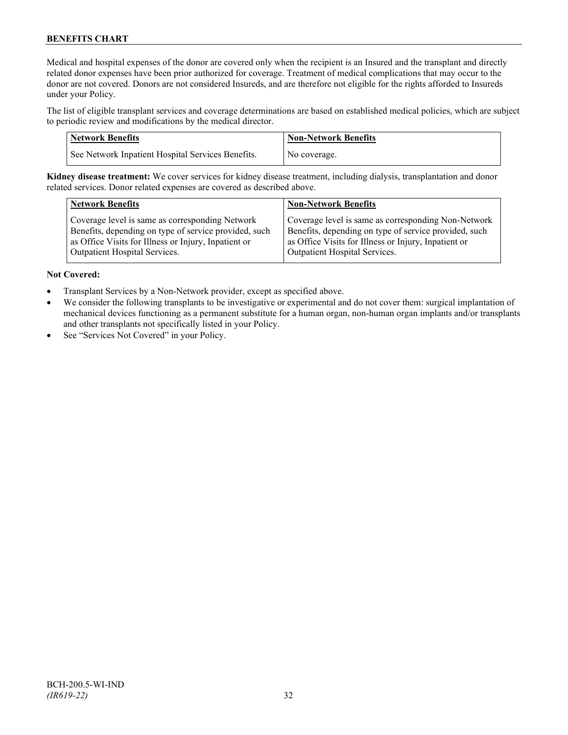Medical and hospital expenses of the donor are covered only when the recipient is an Insured and the transplant and directly related donor expenses have been prior authorized for coverage. Treatment of medical complications that may occur to the donor are not covered. Donors are not considered Insureds, and are therefore not eligible for the rights afforded to Insureds under your Policy.

The list of eligible transplant services and coverage determinations are based on established medical policies, which are subject to periodic review and modifications by the medical director.

| Network Benefits | Non-Network Benefits |
|---|---|
| See Network Inpatient Hospital Services Benefits. | No coverage. |

**Kidney disease treatment:** We cover services for kidney disease treatment, including dialysis, transplantation and donor related services. Donor related expenses are covered as described above.

| Network Benefits | Non-Network Benefits |
|---|---|
| Coverage level is same as corresponding Network Benefits, depending on type of service provided, such as Office Visits for Illness or Injury, Inpatient or Outpatient Hospital Services. | Coverage level is same as corresponding Non-Network Benefits, depending on type of service provided, such as Office Visits for Illness or Injury, Inpatient or Outpatient Hospital Services. |

**Not Covered:**

- Transplant Services by a Non-Network provider, except as specified above.
- We consider the following transplants to be investigative or experimental and do not cover them: surgical implantation of mechanical devices functioning as a permanent substitute for a human organ, non-human organ implants and/or transplants and other transplants not specifically listed in your Policy.
- See "Services Not Covered" in your Policy.

BCH-200.5-WI-IND
*(IR619-22)*